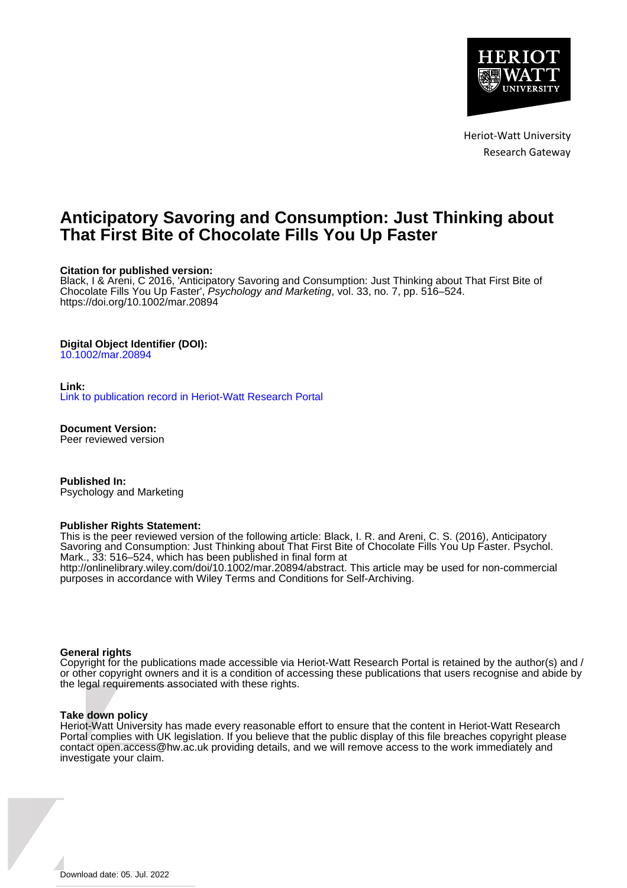Heriot-Watt University
Research Gateway

# Anticipatory Savoring and Consumption: Just Thinking about That First Bite of Chocolate Fills You Up Faster

**Citation for published version:**
Black, I & Areni, C 2016, 'Anticipatory Savoring and Consumption: Just Thinking about That First Bite of Chocolate Fills You Up Faster', *Psychology and Marketing*, vol. 33, no. 7, pp. 516–524. https://doi.org/10.1002/mar.20894

**Digital Object Identifier (DOI):**
10.1002/mar.20894

**Link:**
Link to publication record in Heriot-Watt Research Portal

**Document Version:**
Peer reviewed version

**Published In:**
Psychology and Marketing

**Publisher Rights Statement:**
This is the peer reviewed version of the following article: Black, I. R. and Areni, C. S. (2016), Anticipatory Savoring and Consumption: Just Thinking about That First Bite of Chocolate Fills You Up Faster. Psychol. Mark., 33: 516–524, which has been published in final form at http://onlinelibrary.wiley.com/doi/10.1002/mar.20894/abstract. This article may be used for non-commercial purposes in accordance with Wiley Terms and Conditions for Self-Archiving.

**General rights**
Copyright for the publications made accessible via Heriot-Watt Research Portal is retained by the author(s) and / or other copyright owners and it is a condition of accessing these publications that users recognise and abide by the legal requirements associated with these rights.

**Take down policy**
Heriot-Watt University has made every reasonable effort to ensure that the content in Heriot-Watt Research Portal complies with UK legislation. If you believe that the public display of this file breaches copyright please contact open.access@hw.ac.uk providing details, and we will remove access to the work immediately and investigate your claim.

Download date: 05. Jul. 2022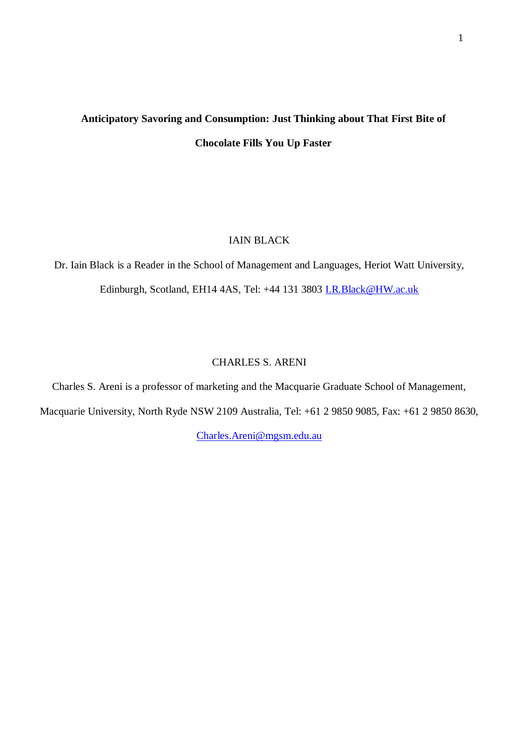**Anticipatory Savoring and Consumption: Just Thinking about That First Bite of Chocolate Fills You Up Faster**

IAIN BLACK

Dr. Iain Black is a Reader in the School of Management and Languages, Heriot Watt University, Edinburgh, Scotland, EH14 4AS, Tel: +44 131 3803 I.R.Black@HW.ac.uk

CHARLES S. ARENI

Charles S. Areni is a professor of marketing and the Macquarie Graduate School of Management, Macquarie University, North Ryde NSW 2109 Australia, Tel: +61 2 9850 9085, Fax: +61 2 9850 8630, Charles.Areni@mgsm.edu.au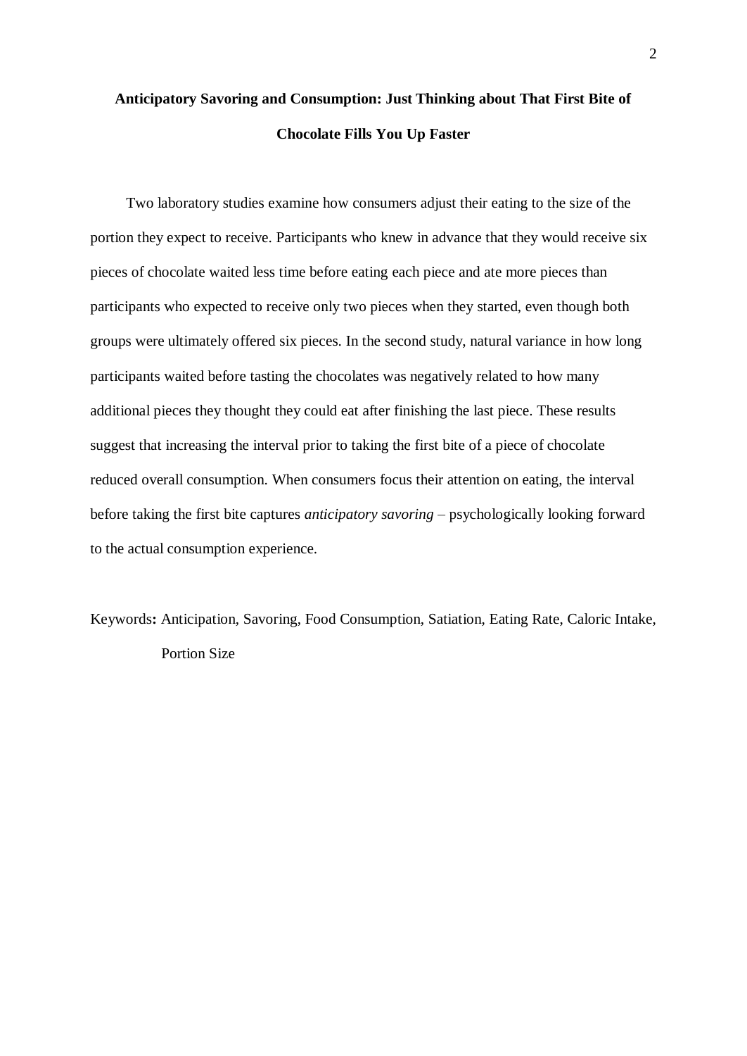# Anticipatory Savoring and Consumption: Just Thinking about That First Bite of Chocolate Fills You Up Faster

Two laboratory studies examine how consumers adjust their eating to the size of the portion they expect to receive. Participants who knew in advance that they would receive six pieces of chocolate waited less time before eating each piece and ate more pieces than participants who expected to receive only two pieces when they started, even though both groups were ultimately offered six pieces. In the second study, natural variance in how long participants waited before tasting the chocolates was negatively related to how many additional pieces they thought they could eat after finishing the last piece. These results suggest that increasing the interval prior to taking the first bite of a piece of chocolate reduced overall consumption. When consumers focus their attention on eating, the interval before taking the first bite captures *anticipatory savoring* – psychologically looking forward to the actual consumption experience.

Keywords**:** Anticipation, Savoring, Food Consumption, Satiation, Eating Rate, Caloric Intake, Portion Size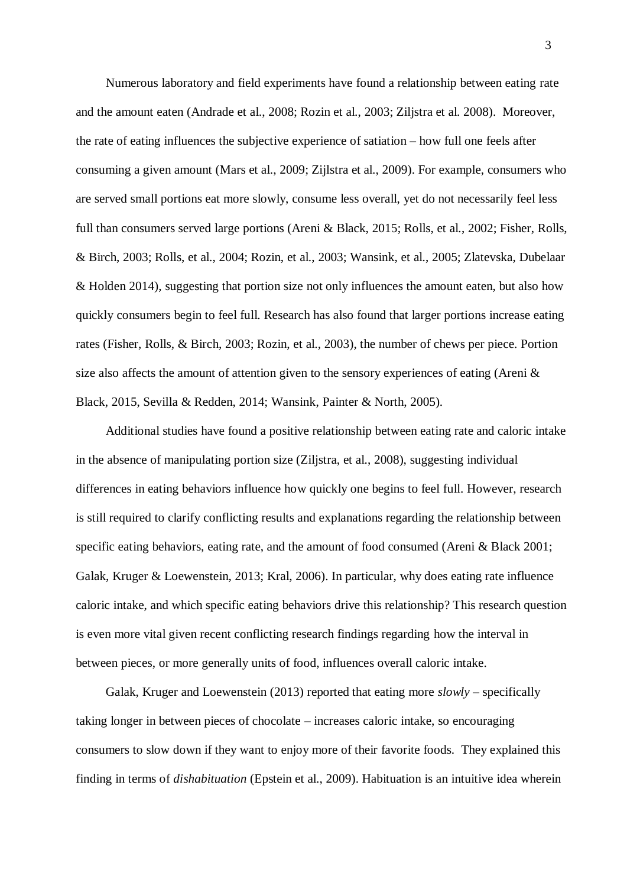Numerous laboratory and field experiments have found a relationship between eating rate and the amount eaten (Andrade et al., 2008; Rozin et al., 2003; Ziljstra et al. 2008). Moreover, the rate of eating influences the subjective experience of satiation – how full one feels after consuming a given amount (Mars et al., 2009; Zijlstra et al., 2009). For example, consumers who are served small portions eat more slowly, consume less overall, yet do not necessarily feel less full than consumers served large portions (Areni & Black, 2015; Rolls, et al., 2002; Fisher, Rolls, & Birch, 2003; Rolls, et al., 2004; Rozin, et al., 2003; Wansink, et al., 2005; Zlatevska, Dubelaar & Holden 2014), suggesting that portion size not only influences the amount eaten, but also how quickly consumers begin to feel full. Research has also found that larger portions increase eating rates (Fisher, Rolls, & Birch, 2003; Rozin, et al., 2003), the number of chews per piece. Portion size also affects the amount of attention given to the sensory experiences of eating (Areni & Black, 2015, Sevilla & Redden, 2014; Wansink, Painter & North, 2005).

Additional studies have found a positive relationship between eating rate and caloric intake in the absence of manipulating portion size (Ziljstra, et al., 2008), suggesting individual differences in eating behaviors influence how quickly one begins to feel full. However, research is still required to clarify conflicting results and explanations regarding the relationship between specific eating behaviors, eating rate, and the amount of food consumed (Areni & Black 2001; Galak, Kruger & Loewenstein, 2013; Kral, 2006). In particular, why does eating rate influence caloric intake, and which specific eating behaviors drive this relationship? This research question is even more vital given recent conflicting research findings regarding how the interval in between pieces, or more generally units of food, influences overall caloric intake.

Galak, Kruger and Loewenstein (2013) reported that eating more *slowly* – specifically taking longer in between pieces of chocolate – increases caloric intake, so encouraging consumers to slow down if they want to enjoy more of their favorite foods. They explained this finding in terms of *dishabituation* (Epstein et al., 2009). Habituation is an intuitive idea wherein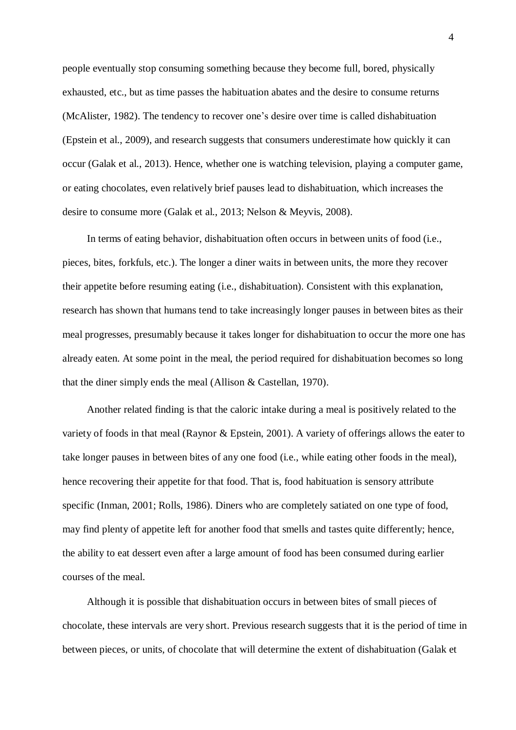people eventually stop consuming something because they become full, bored, physically exhausted, etc., but as time passes the habituation abates and the desire to consume returns (McAlister, 1982). The tendency to recover one's desire over time is called dishabituation (Epstein et al., 2009), and research suggests that consumers underestimate how quickly it can occur (Galak et al., 2013). Hence, whether one is watching television, playing a computer game, or eating chocolates, even relatively brief pauses lead to dishabituation, which increases the desire to consume more (Galak et al., 2013; Nelson & Meyvis, 2008).

In terms of eating behavior, dishabituation often occurs in between units of food (i.e., pieces, bites, forkfuls, etc.). The longer a diner waits in between units, the more they recover their appetite before resuming eating (i.e., dishabituation). Consistent with this explanation, research has shown that humans tend to take increasingly longer pauses in between bites as their meal progresses, presumably because it takes longer for dishabituation to occur the more one has already eaten. At some point in the meal, the period required for dishabituation becomes so long that the diner simply ends the meal (Allison & Castellan, 1970).

Another related finding is that the caloric intake during a meal is positively related to the variety of foods in that meal (Raynor & Epstein, 2001). A variety of offerings allows the eater to take longer pauses in between bites of any one food (i.e., while eating other foods in the meal), hence recovering their appetite for that food. That is, food habituation is sensory attribute specific (Inman, 2001; Rolls, 1986). Diners who are completely satiated on one type of food, may find plenty of appetite left for another food that smells and tastes quite differently; hence, the ability to eat dessert even after a large amount of food has been consumed during earlier courses of the meal.

Although it is possible that dishabituation occurs in between bites of small pieces of chocolate, these intervals are very short. Previous research suggests that it is the period of time in between pieces, or units, of chocolate that will determine the extent of dishabituation (Galak et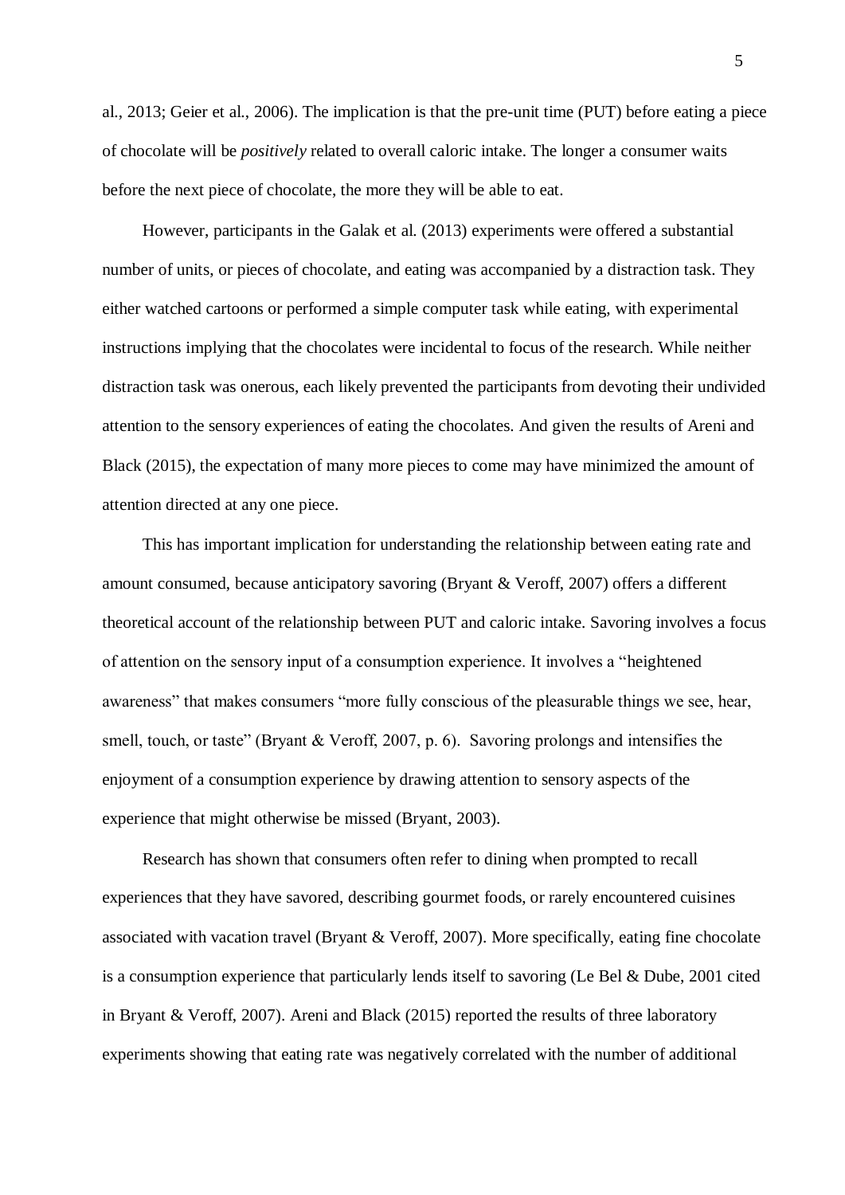al., 2013; Geier et al., 2006). The implication is that the pre-unit time (PUT) before eating a piece of chocolate will be *positively* related to overall caloric intake. The longer a consumer waits before the next piece of chocolate, the more they will be able to eat.

However, participants in the Galak et al. (2013) experiments were offered a substantial number of units, or pieces of chocolate, and eating was accompanied by a distraction task. They either watched cartoons or performed a simple computer task while eating, with experimental instructions implying that the chocolates were incidental to focus of the research. While neither distraction task was onerous, each likely prevented the participants from devoting their undivided attention to the sensory experiences of eating the chocolates. And given the results of Areni and Black (2015), the expectation of many more pieces to come may have minimized the amount of attention directed at any one piece.

This has important implication for understanding the relationship between eating rate and amount consumed, because anticipatory savoring (Bryant & Veroff, 2007) offers a different theoretical account of the relationship between PUT and caloric intake. Savoring involves a focus of attention on the sensory input of a consumption experience. It involves a "heightened awareness" that makes consumers "more fully conscious of the pleasurable things we see, hear, smell, touch, or taste" (Bryant & Veroff, 2007, p. 6). Savoring prolongs and intensifies the enjoyment of a consumption experience by drawing attention to sensory aspects of the experience that might otherwise be missed (Bryant, 2003).

Research has shown that consumers often refer to dining when prompted to recall experiences that they have savored, describing gourmet foods, or rarely encountered cuisines associated with vacation travel (Bryant & Veroff, 2007). More specifically, eating fine chocolate is a consumption experience that particularly lends itself to savoring (Le Bel & Dube, 2001 cited in Bryant & Veroff, 2007). Areni and Black (2015) reported the results of three laboratory experiments showing that eating rate was negatively correlated with the number of additional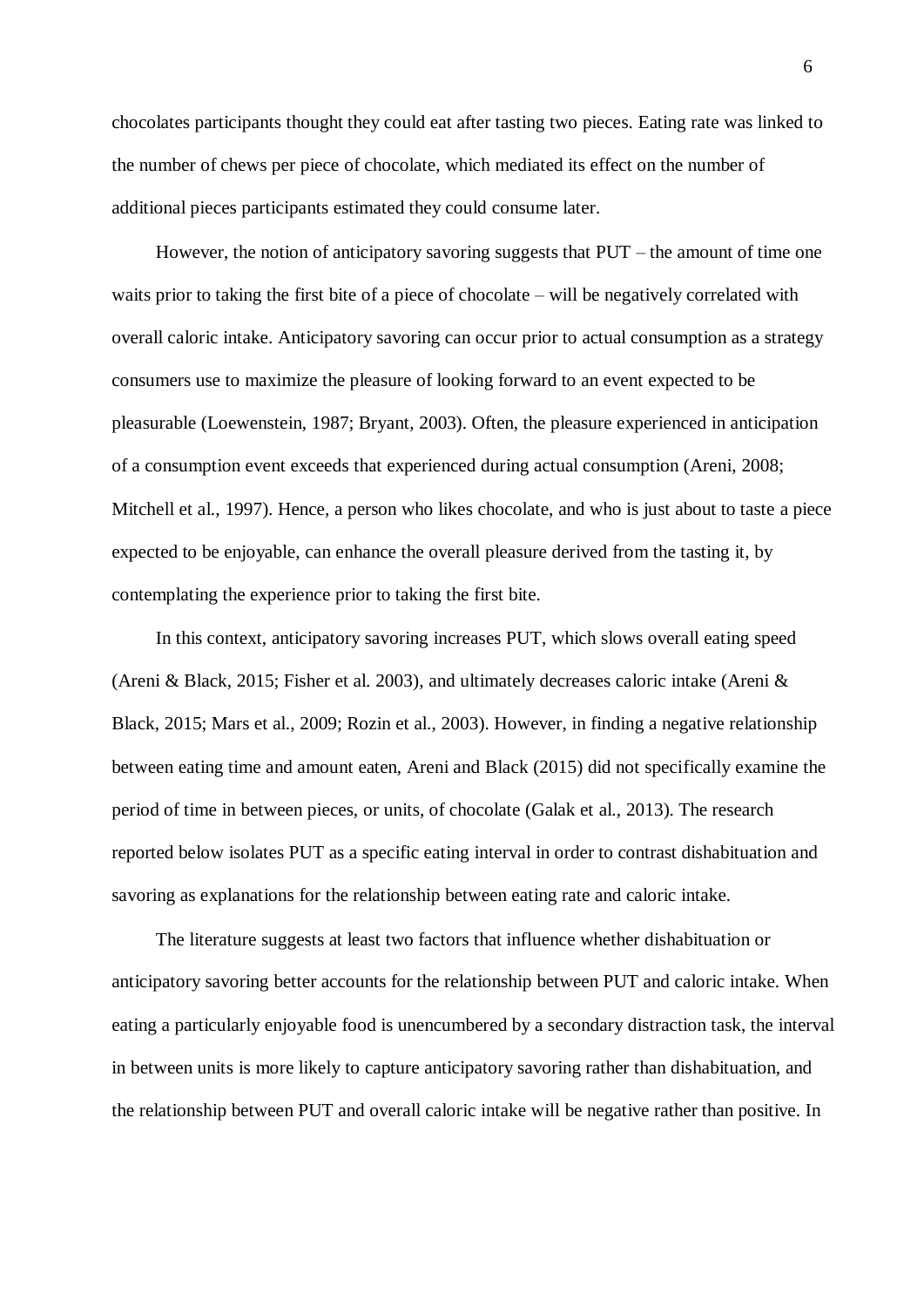chocolates participants thought they could eat after tasting two pieces. Eating rate was linked to the number of chews per piece of chocolate, which mediated its effect on the number of additional pieces participants estimated they could consume later.

However, the notion of anticipatory savoring suggests that PUT – the amount of time one waits prior to taking the first bite of a piece of chocolate – will be negatively correlated with overall caloric intake. Anticipatory savoring can occur prior to actual consumption as a strategy consumers use to maximize the pleasure of looking forward to an event expected to be pleasurable (Loewenstein, 1987; Bryant, 2003). Often, the pleasure experienced in anticipation of a consumption event exceeds that experienced during actual consumption (Areni, 2008; Mitchell et al., 1997). Hence, a person who likes chocolate, and who is just about to taste a piece expected to be enjoyable, can enhance the overall pleasure derived from the tasting it, by contemplating the experience prior to taking the first bite.

In this context, anticipatory savoring increases PUT, which slows overall eating speed (Areni & Black, 2015; Fisher et al. 2003), and ultimately decreases caloric intake (Areni & Black, 2015; Mars et al., 2009; Rozin et al., 2003). However, in finding a negative relationship between eating time and amount eaten, Areni and Black (2015) did not specifically examine the period of time in between pieces, or units, of chocolate (Galak et al., 2013). The research reported below isolates PUT as a specific eating interval in order to contrast dishabituation and savoring as explanations for the relationship between eating rate and caloric intake.

The literature suggests at least two factors that influence whether dishabituation or anticipatory savoring better accounts for the relationship between PUT and caloric intake. When eating a particularly enjoyable food is unencumbered by a secondary distraction task, the interval in between units is more likely to capture anticipatory savoring rather than dishabituation, and the relationship between PUT and overall caloric intake will be negative rather than positive. In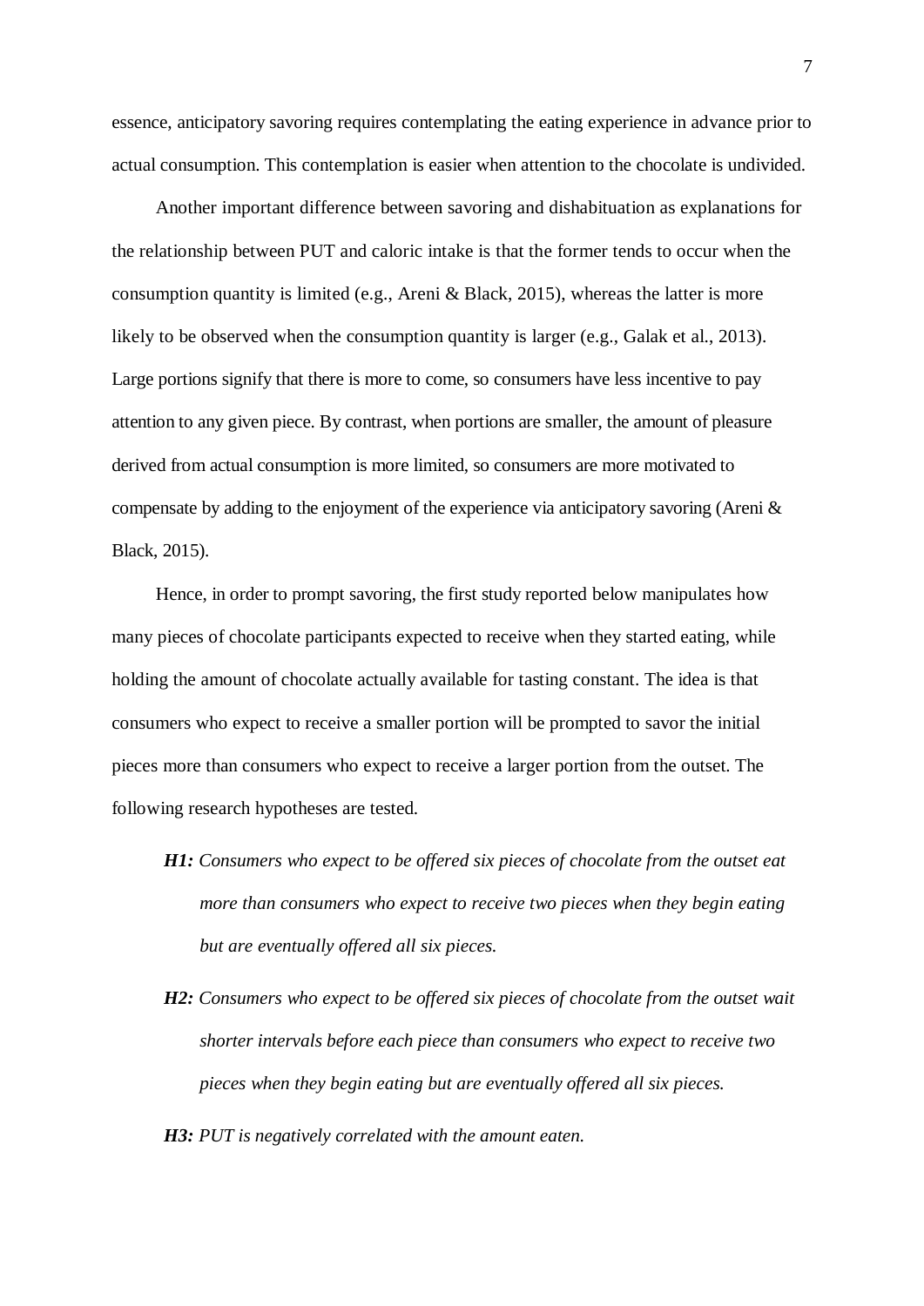essence, anticipatory savoring requires contemplating the eating experience in advance prior to actual consumption. This contemplation is easier when attention to the chocolate is undivided.

Another important difference between savoring and dishabituation as explanations for the relationship between PUT and caloric intake is that the former tends to occur when the consumption quantity is limited (e.g., Areni & Black, 2015), whereas the latter is more likely to be observed when the consumption quantity is larger (e.g., Galak et al., 2013). Large portions signify that there is more to come, so consumers have less incentive to pay attention to any given piece. By contrast, when portions are smaller, the amount of pleasure derived from actual consumption is more limited, so consumers are more motivated to compensate by adding to the enjoyment of the experience via anticipatory savoring (Areni & Black, 2015).

Hence, in order to prompt savoring, the first study reported below manipulates how many pieces of chocolate participants expected to receive when they started eating, while holding the amount of chocolate actually available for tasting constant. The idea is that consumers who expect to receive a smaller portion will be prompted to savor the initial pieces more than consumers who expect to receive a larger portion from the outset. The following research hypotheses are tested.

- ***H1:*** *Consumers who expect to be offered six pieces of chocolate from the outset eat more than consumers who expect to receive two pieces when they begin eating but are eventually offered all six pieces.*
- ***H2:*** *Consumers who expect to be offered six pieces of chocolate from the outset wait shorter intervals before each piece than consumers who expect to receive two pieces when they begin eating but are eventually offered all six pieces.*
- ***H3:*** *PUT is negatively correlated with the amount eaten.*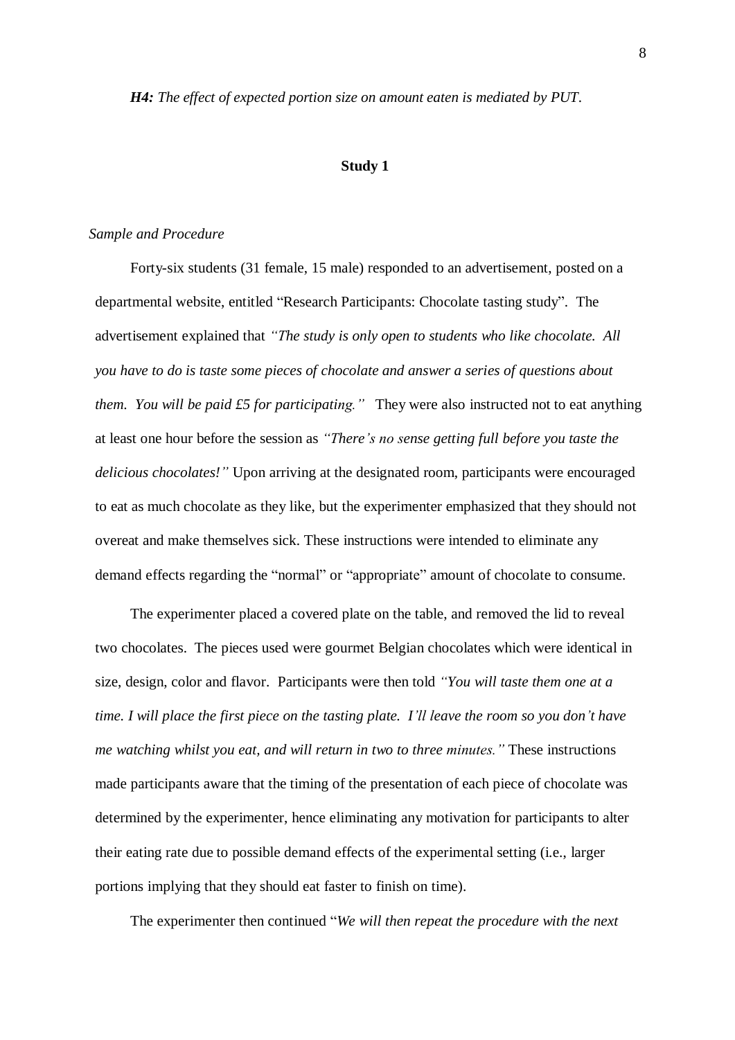***H4:*** *The effect of expected portion size on amount eaten is mediated by PUT.*

## Study 1

### *Sample and Procedure*

Forty-six students (31 female, 15 male) responded to an advertisement, posted on a departmental website, entitled "Research Participants: Chocolate tasting study". The advertisement explained that *"The study is only open to students who like chocolate. All you have to do is taste some pieces of chocolate and answer a series of questions about them. You will be paid £5 for participating."* They were also instructed not to eat anything at least one hour before the session as *"There's no sense getting full before you taste the delicious chocolates!"* Upon arriving at the designated room, participants were encouraged to eat as much chocolate as they like, but the experimenter emphasized that they should not overeat and make themselves sick. These instructions were intended to eliminate any demand effects regarding the "normal" or "appropriate" amount of chocolate to consume.

The experimenter placed a covered plate on the table, and removed the lid to reveal two chocolates. The pieces used were gourmet Belgian chocolates which were identical in size, design, color and flavor. Participants were then told *"You will taste them one at a time. I will place the first piece on the tasting plate. I'll leave the room so you don't have me watching whilst you eat, and will return in two to three minutes."* These instructions made participants aware that the timing of the presentation of each piece of chocolate was determined by the experimenter, hence eliminating any motivation for participants to alter their eating rate due to possible demand effects of the experimental setting (i.e., larger portions implying that they should eat faster to finish on time).

The experimenter then continued "*We will then repeat the procedure with the next*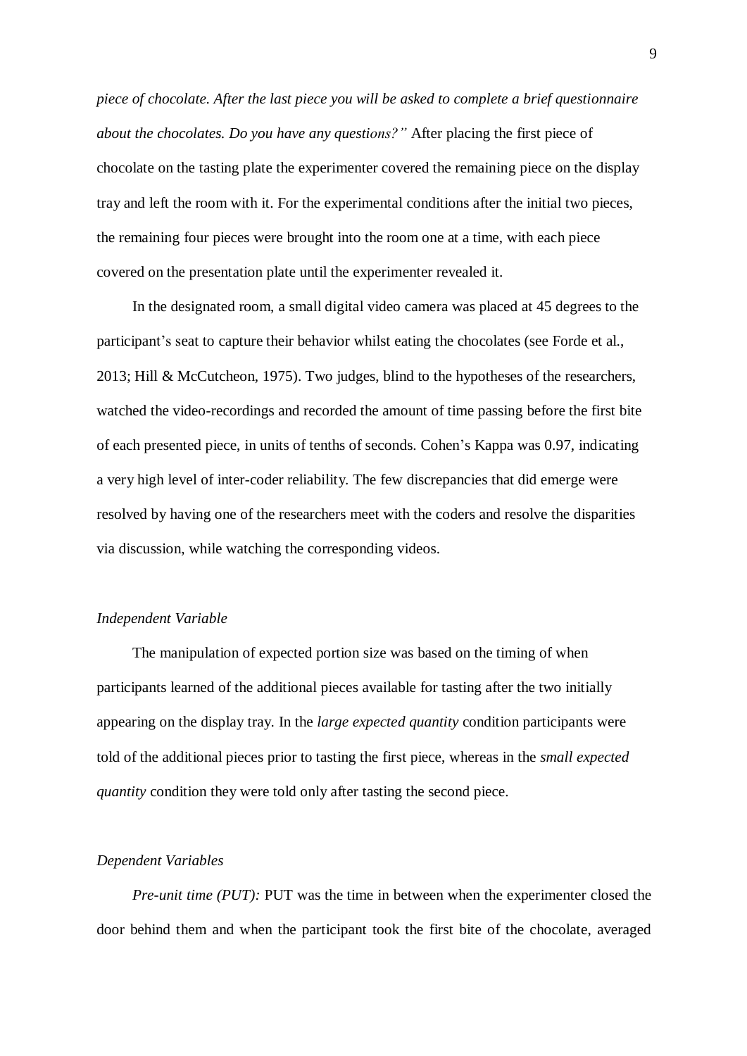*piece of chocolate. After the last piece you will be asked to complete a brief questionnaire about the chocolates. Do you have any questions?"* After placing the first piece of chocolate on the tasting plate the experimenter covered the remaining piece on the display tray and left the room with it. For the experimental conditions after the initial two pieces, the remaining four pieces were brought into the room one at a time, with each piece covered on the presentation plate until the experimenter revealed it.

In the designated room, a small digital video camera was placed at 45 degrees to the participant's seat to capture their behavior whilst eating the chocolates (see Forde et al., 2013; Hill & McCutcheon, 1975). Two judges, blind to the hypotheses of the researchers, watched the video-recordings and recorded the amount of time passing before the first bite of each presented piece, in units of tenths of seconds. Cohen's Kappa was 0.97, indicating a very high level of inter-coder reliability. The few discrepancies that did emerge were resolved by having one of the researchers meet with the coders and resolve the disparities via discussion, while watching the corresponding videos.

### *Independent Variable*

The manipulation of expected portion size was based on the timing of when participants learned of the additional pieces available for tasting after the two initially appearing on the display tray. In the *large expected quantity* condition participants were told of the additional pieces prior to tasting the first piece, whereas in the *small expected quantity* condition they were told only after tasting the second piece.

### *Dependent Variables*

*Pre-unit time (PUT):* PUT was the time in between when the experimenter closed the door behind them and when the participant took the first bite of the chocolate, averaged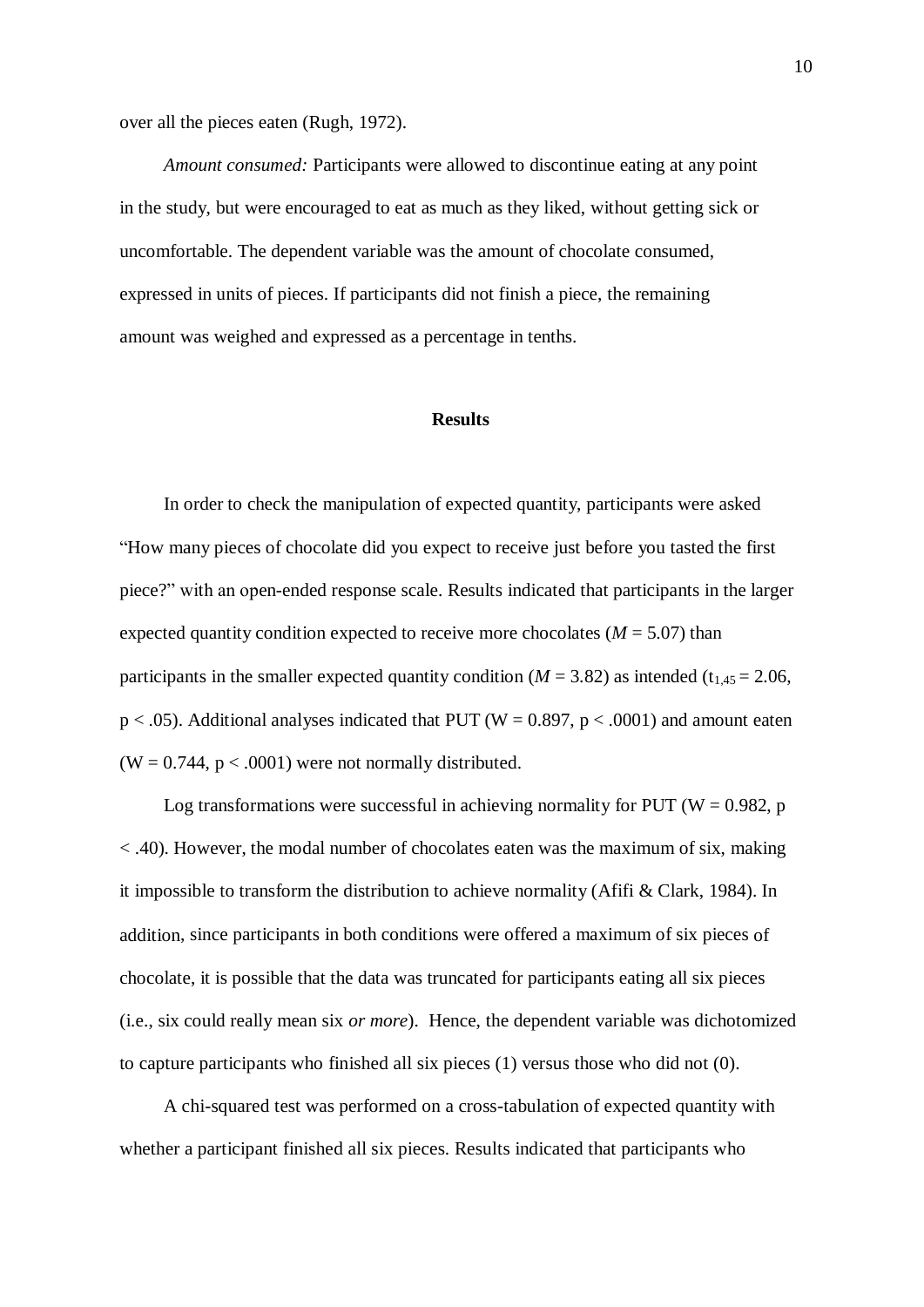over all the pieces eaten (Rugh, 1972).

*Amount consumed:* Participants were allowed to discontinue eating at any point in the study, but were encouraged to eat as much as they liked, without getting sick or uncomfortable. The dependent variable was the amount of chocolate consumed, expressed in units of pieces. If participants did not finish a piece, the remaining amount was weighed and expressed as a percentage in tenths.

## Results

In order to check the manipulation of expected quantity, participants were asked "How many pieces of chocolate did you expect to receive just before you tasted the first piece?" with an open-ended response scale. Results indicated that participants in the larger expected quantity condition expected to receive more chocolates ($M = 5.07$) than participants in the smaller expected quantity condition ($M = 3.82$) as intended ($t_{1,45} = 2.06$, $p < .05$). Additional analyses indicated that PUT ($W = 0.897$, $p < .0001$) and amount eaten ($W = 0.744$, $p < .0001$) were not normally distributed.

Log transformations were successful in achieving normality for PUT ($W = 0.982$, $p < .40$). However, the modal number of chocolates eaten was the maximum of six, making it impossible to transform the distribution to achieve normality (Afifi & Clark, 1984). In addition, since participants in both conditions were offered a maximum of six pieces of chocolate, it is possible that the data was truncated for participants eating all six pieces (i.e., six could really mean six *or more*). Hence, the dependent variable was dichotomized to capture participants who finished all six pieces (1) versus those who did not (0).

A chi-squared test was performed on a cross-tabulation of expected quantity with whether a participant finished all six pieces. Results indicated that participants who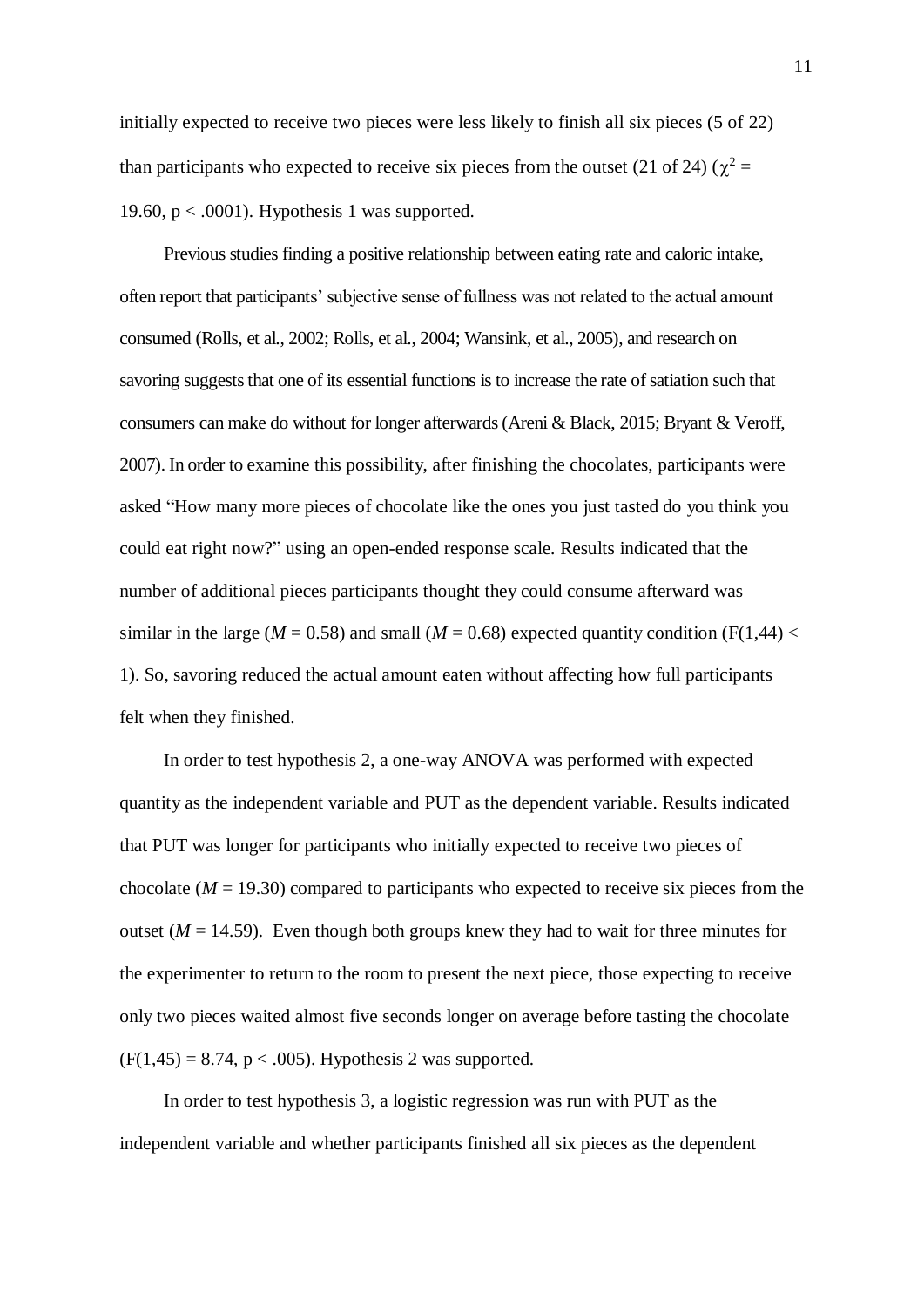initially expected to receive two pieces were less likely to finish all six pieces (5 of 22) than participants who expected to receive six pieces from the outset (21 of 24) ($\chi^2$ = 19.60, $p < .0001$). Hypothesis 1 was supported.

Previous studies finding a positive relationship between eating rate and caloric intake, often report that participants' subjective sense of fullness was not related to the actual amount consumed (Rolls, et al., 2002; Rolls, et al., 2004; Wansink, et al., 2005), and research on savoring suggests that one of its essential functions is to increase the rate of satiation such that consumers can make do without for longer afterwards (Areni & Black, 2015; Bryant & Veroff, 2007). In order to examine this possibility, after finishing the chocolates, participants were asked "How many more pieces of chocolate like the ones you just tasted do you think you could eat right now?" using an open-ended response scale. Results indicated that the number of additional pieces participants thought they could consume afterward was similar in the large ($M$ = 0.58) and small ($M$ = 0.68) expected quantity condition ($F(1,44) < 1$). So, savoring reduced the actual amount eaten without affecting how full participants felt when they finished.

In order to test hypothesis 2, a one-way ANOVA was performed with expected quantity as the independent variable and PUT as the dependent variable. Results indicated that PUT was longer for participants who initially expected to receive two pieces of chocolate ($M$ = 19.30) compared to participants who expected to receive six pieces from the outset ($M$ = 14.59). Even though both groups knew they had to wait for three minutes for the experimenter to return to the room to present the next piece, those expecting to receive only two pieces waited almost five seconds longer on average before tasting the chocolate ($F(1,45) = 8.74$, $p < .005$). Hypothesis 2 was supported.

In order to test hypothesis 3, a logistic regression was run with PUT as the independent variable and whether participants finished all six pieces as the dependent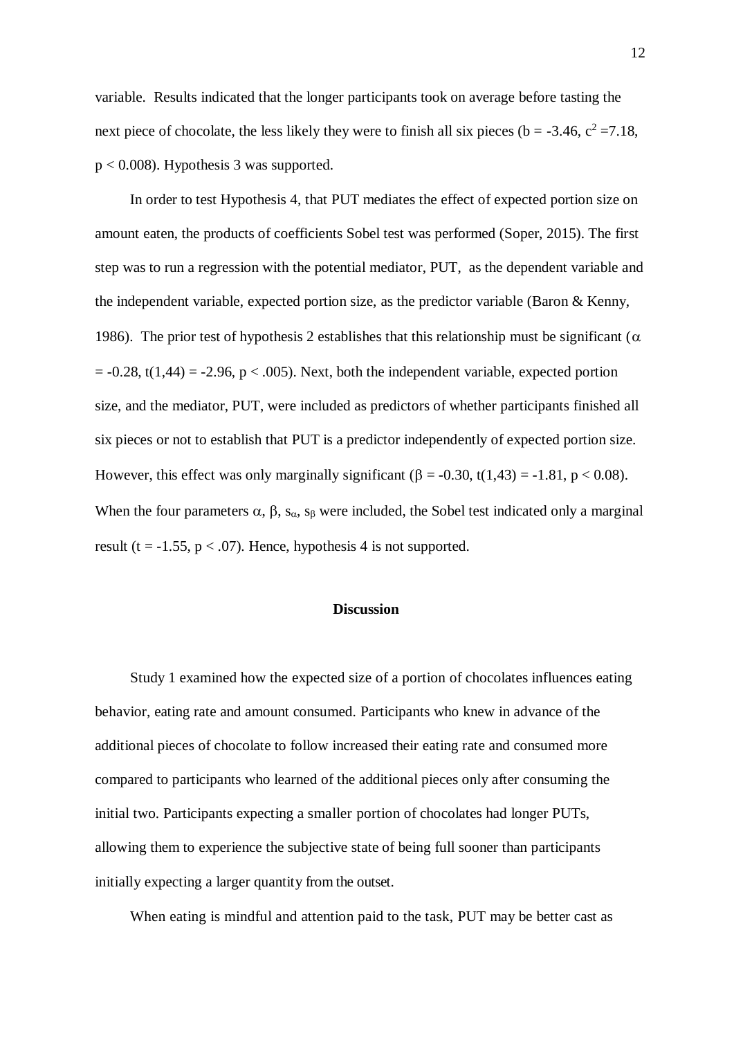variable. Results indicated that the longer participants took on average before tasting the next piece of chocolate, the less likely they were to finish all six pieces ($b = -3.46$, $c^2 = 7.18$, $p < 0.008$). Hypothesis 3 was supported.

In order to test Hypothesis 4, that PUT mediates the effect of expected portion size on amount eaten, the products of coefficients Sobel test was performed (Soper, 2015). The first step was to run a regression with the potential mediator, PUT, as the dependent variable and the independent variable, expected portion size, as the predictor variable (Baron & Kenny, 1986). The prior test of hypothesis 2 establishes that this relationship must be significant ($\alpha = -0.28$, $t(1,44) = -2.96$, $p < .005$). Next, both the independent variable, expected portion size, and the mediator, PUT, were included as predictors of whether participants finished all six pieces or not to establish that PUT is a predictor independently of expected portion size. However, this effect was only marginally significant ($\beta = -0.30$, $t(1,43) = -1.81$, $p < 0.08$). When the four parameters $\alpha$, $\beta$, $s_{\alpha}$, $s_{\beta}$ were included, the Sobel test indicated only a marginal result ($t = -1.55$, $p < .07$). Hence, hypothesis 4 is not supported.

## Discussion

Study 1 examined how the expected size of a portion of chocolates influences eating behavior, eating rate and amount consumed. Participants who knew in advance of the additional pieces of chocolate to follow increased their eating rate and consumed more compared to participants who learned of the additional pieces only after consuming the initial two. Participants expecting a smaller portion of chocolates had longer PUTs, allowing them to experience the subjective state of being full sooner than participants initially expecting a larger quantity from the outset.

When eating is mindful and attention paid to the task, PUT may be better cast as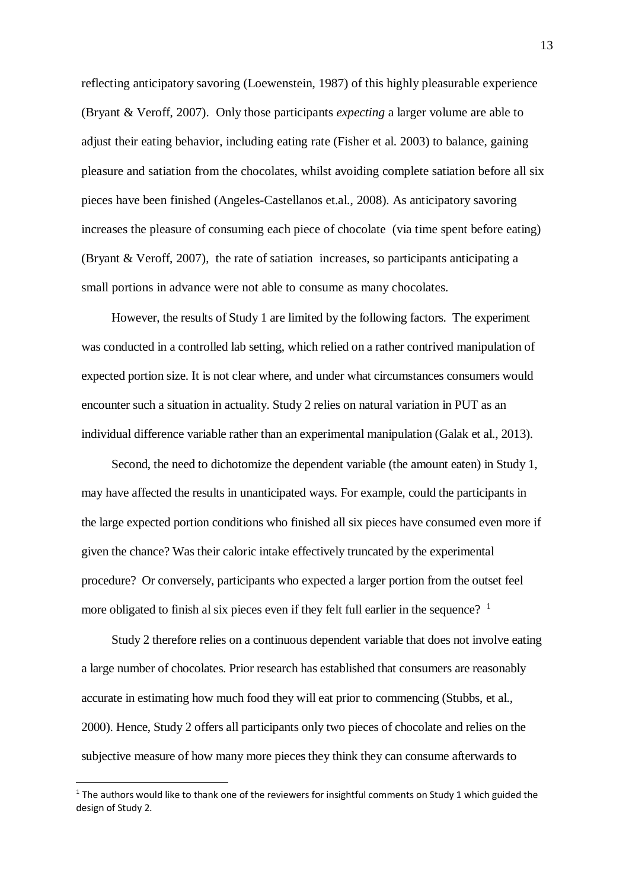reflecting anticipatory savoring (Loewenstein, 1987) of this highly pleasurable experience (Bryant & Veroff, 2007). Only those participants *expecting* a larger volume are able to adjust their eating behavior, including eating rate (Fisher et al. 2003) to balance, gaining pleasure and satiation from the chocolates, whilst avoiding complete satiation before all six pieces have been finished (Angeles-Castellanos et.al., 2008). As anticipatory savoring increases the pleasure of consuming each piece of chocolate (via time spent before eating) (Bryant & Veroff, 2007), the rate of satiation increases, so participants anticipating a small portions in advance were not able to consume as many chocolates.

However, the results of Study 1 are limited by the following factors. The experiment was conducted in a controlled lab setting, which relied on a rather contrived manipulation of expected portion size. It is not clear where, and under what circumstances consumers would encounter such a situation in actuality. Study 2 relies on natural variation in PUT as an individual difference variable rather than an experimental manipulation (Galak et al., 2013).

Second, the need to dichotomize the dependent variable (the amount eaten) in Study 1, may have affected the results in unanticipated ways. For example, could the participants in the large expected portion conditions who finished all six pieces have consumed even more if given the chance? Was their caloric intake effectively truncated by the experimental procedure? Or conversely, participants who expected a larger portion from the outset feel more obligated to finish al six pieces even if they felt full earlier in the sequence? [1]

Study 2 therefore relies on a continuous dependent variable that does not involve eating a large number of chocolates. Prior research has established that consumers are reasonably accurate in estimating how much food they will eat prior to commencing (Stubbs, et al., 2000). Hence, Study 2 offers all participants only two pieces of chocolate and relies on the subjective measure of how many more pieces they think they can consume afterwards to

[1] The authors would like to thank one of the reviewers for insightful comments on Study 1 which guided the design of Study 2.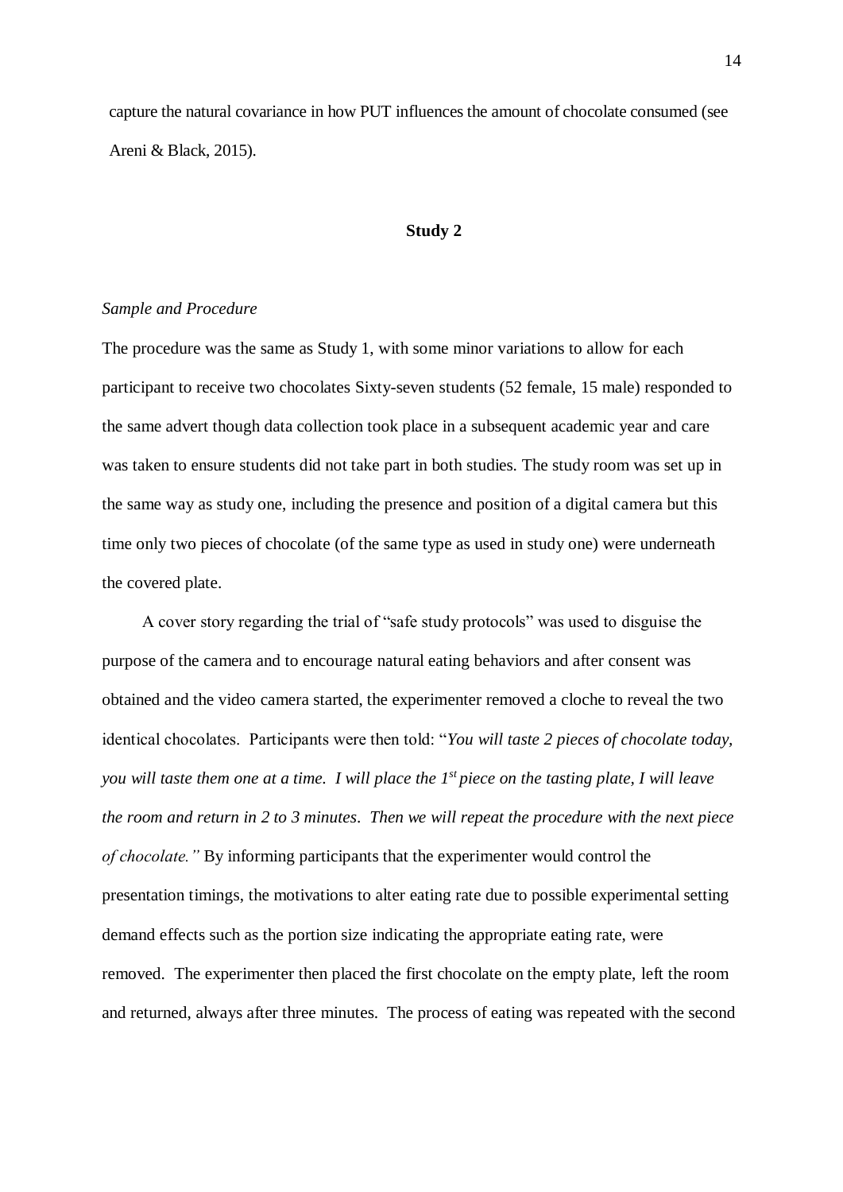capture the natural covariance in how PUT influences the amount of chocolate consumed (see Areni & Black, 2015).

## Study 2

*Sample and Procedure*

The procedure was the same as Study 1, with some minor variations to allow for each participant to receive two chocolates Sixty-seven students (52 female, 15 male) responded to the same advert though data collection took place in a subsequent academic year and care was taken to ensure students did not take part in both studies. The study room was set up in the same way as study one, including the presence and position of a digital camera but this time only two pieces of chocolate (of the same type as used in study one) were underneath the covered plate.

A cover story regarding the trial of "safe study protocols" was used to disguise the purpose of the camera and to encourage natural eating behaviors and after consent was obtained and the video camera started, the experimenter removed a cloche to reveal the two identical chocolates. Participants were then told: "*You will taste 2 pieces of chocolate today, you will taste them one at a time. I will place the 1st piece on the tasting plate, I will leave the room and return in 2 to 3 minutes. Then we will repeat the procedure with the next piece of chocolate."* By informing participants that the experimenter would control the presentation timings, the motivations to alter eating rate due to possible experimental setting demand effects such as the portion size indicating the appropriate eating rate, were removed. The experimenter then placed the first chocolate on the empty plate, left the room and returned, always after three minutes. The process of eating was repeated with the second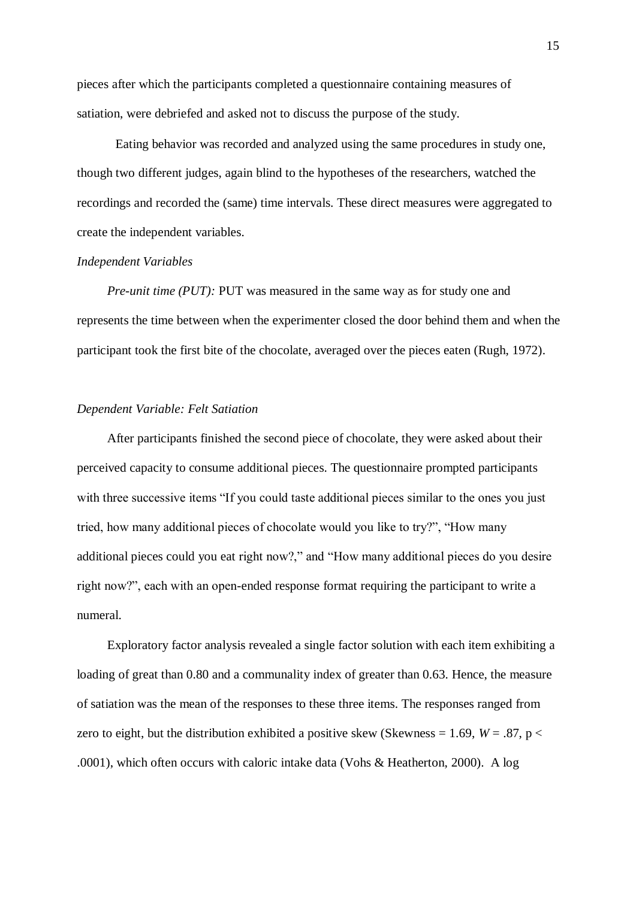pieces after which the participants completed a questionnaire containing measures of satiation, were debriefed and asked not to discuss the purpose of the study.

Eating behavior was recorded and analyzed using the same procedures in study one, though two different judges, again blind to the hypotheses of the researchers, watched the recordings and recorded the (same) time intervals. These direct measures were aggregated to create the independent variables.

*Independent Variables*

*Pre-unit time (PUT):* PUT was measured in the same way as for study one and represents the time between when the experimenter closed the door behind them and when the participant took the first bite of the chocolate, averaged over the pieces eaten (Rugh, 1972).

*Dependent Variable: Felt Satiation*

After participants finished the second piece of chocolate, they were asked about their perceived capacity to consume additional pieces. The questionnaire prompted participants with three successive items "If you could taste additional pieces similar to the ones you just tried, how many additional pieces of chocolate would you like to try?", "How many additional pieces could you eat right now?," and "How many additional pieces do you desire right now?", each with an open-ended response format requiring the participant to write a numeral.

Exploratory factor analysis revealed a single factor solution with each item exhibiting a loading of great than 0.80 and a communality index of greater than 0.63. Hence, the measure of satiation was the mean of the responses to these three items. The responses ranged from zero to eight, but the distribution exhibited a positive skew (Skewness = 1.69, $W = .87$, $p < .0001$), which often occurs with caloric intake data (Vohs & Heatherton, 2000). A log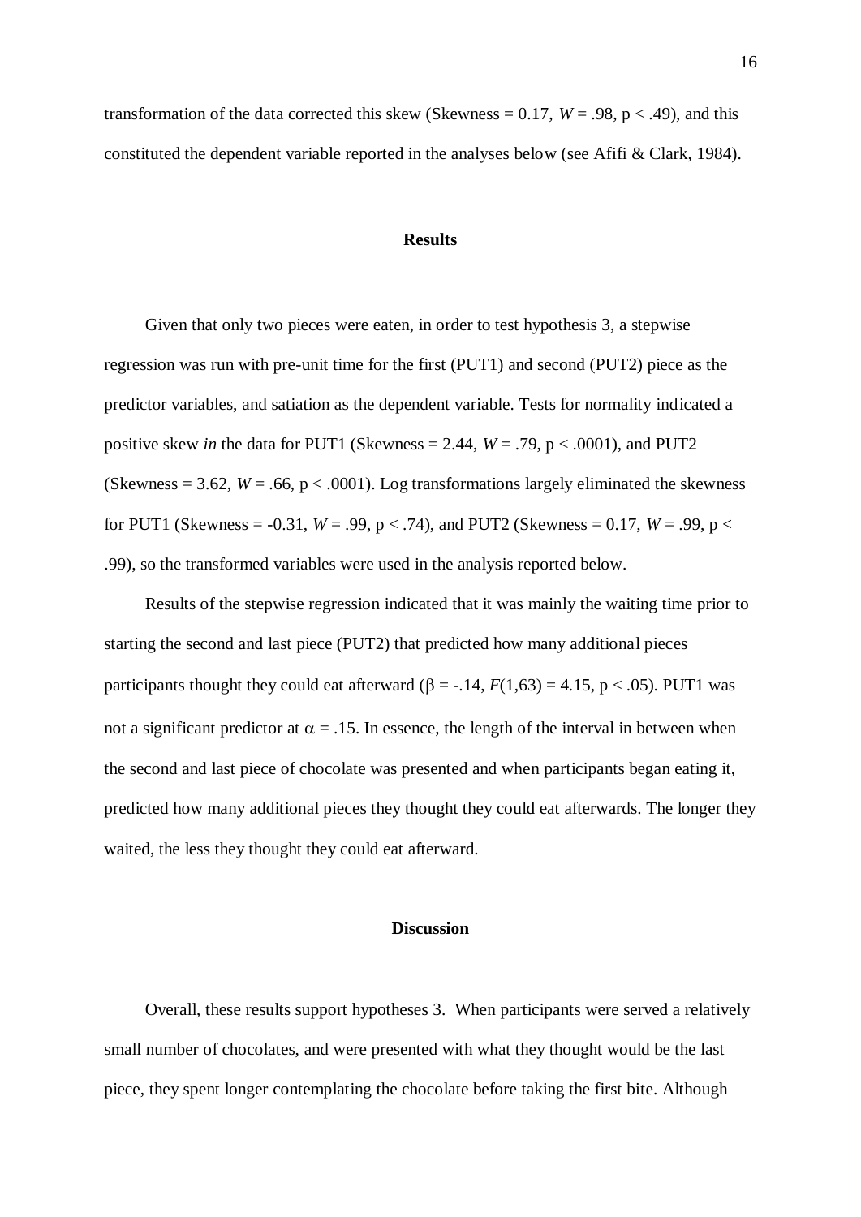transformation of the data corrected this skew (Skewness = 0.17, $W = .98$, $p < .49$), and this constituted the dependent variable reported in the analyses below (see Afifi & Clark, 1984).

## Results

Given that only two pieces were eaten, in order to test hypothesis 3, a stepwise regression was run with pre-unit time for the first (PUT1) and second (PUT2) piece as the predictor variables, and satiation as the dependent variable. Tests for normality indicated a positive skew *in* the data for PUT1 (Skewness = 2.44, $W = .79$, $p < .0001$), and PUT2 (Skewness = 3.62, $W = .66$, $p < .0001$). Log transformations largely eliminated the skewness for PUT1 (Skewness = -0.31, $W = .99$, $p < .74$), and PUT2 (Skewness = 0.17, $W = .99$, $p < .99$), so the transformed variables were used in the analysis reported below.

Results of the stepwise regression indicated that it was mainly the waiting time prior to starting the second and last piece (PUT2) that predicted how many additional pieces participants thought they could eat afterward ($\beta = -.14$, $F(1,63) = 4.15$, $p < .05$). PUT1 was not a significant predictor at $\alpha = .15$. In essence, the length of the interval in between when the second and last piece of chocolate was presented and when participants began eating it, predicted how many additional pieces they thought they could eat afterwards. The longer they waited, the less they thought they could eat afterward.

## Discussion

Overall, these results support hypotheses 3. When participants were served a relatively small number of chocolates, and were presented with what they thought would be the last piece, they spent longer contemplating the chocolate before taking the first bite. Although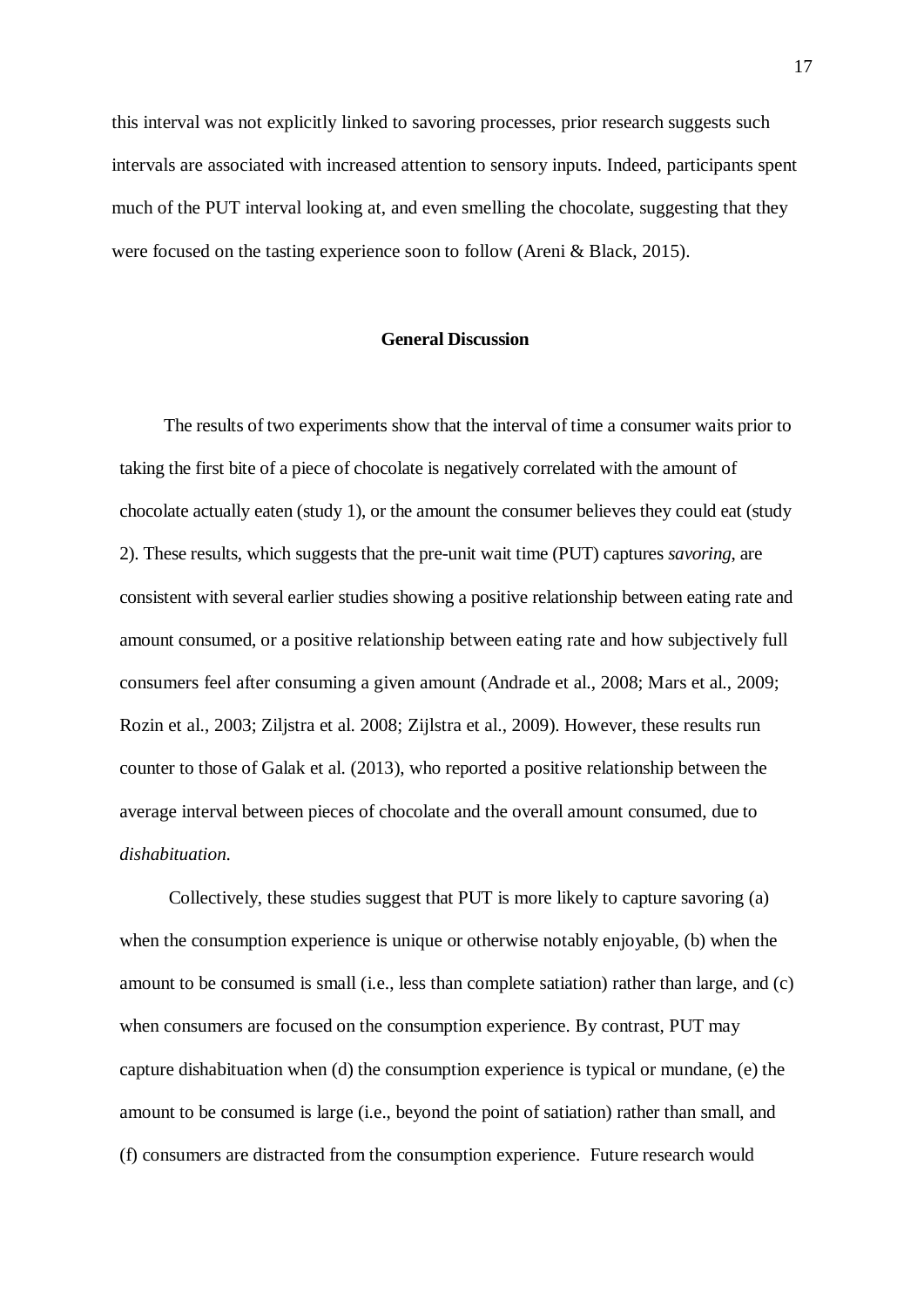this interval was not explicitly linked to savoring processes, prior research suggests such intervals are associated with increased attention to sensory inputs. Indeed, participants spent much of the PUT interval looking at, and even smelling the chocolate, suggesting that they were focused on the tasting experience soon to follow (Areni & Black, 2015).

## General Discussion

The results of two experiments show that the interval of time a consumer waits prior to taking the first bite of a piece of chocolate is negatively correlated with the amount of chocolate actually eaten (study 1), or the amount the consumer believes they could eat (study 2). These results, which suggests that the pre-unit wait time (PUT) captures *savoring*, are consistent with several earlier studies showing a positive relationship between eating rate and amount consumed, or a positive relationship between eating rate and how subjectively full consumers feel after consuming a given amount (Andrade et al., 2008; Mars et al., 2009; Rozin et al., 2003; Ziljstra et al. 2008; Zijlstra et al., 2009). However, these results run counter to those of Galak et al. (2013), who reported a positive relationship between the average interval between pieces of chocolate and the overall amount consumed, due to *dishabituation*.

Collectively, these studies suggest that PUT is more likely to capture savoring (a) when the consumption experience is unique or otherwise notably enjoyable, (b) when the amount to be consumed is small (i.e., less than complete satiation) rather than large, and (c) when consumers are focused on the consumption experience. By contrast, PUT may capture dishabituation when (d) the consumption experience is typical or mundane, (e) the amount to be consumed is large (i.e., beyond the point of satiation) rather than small, and (f) consumers are distracted from the consumption experience. Future research would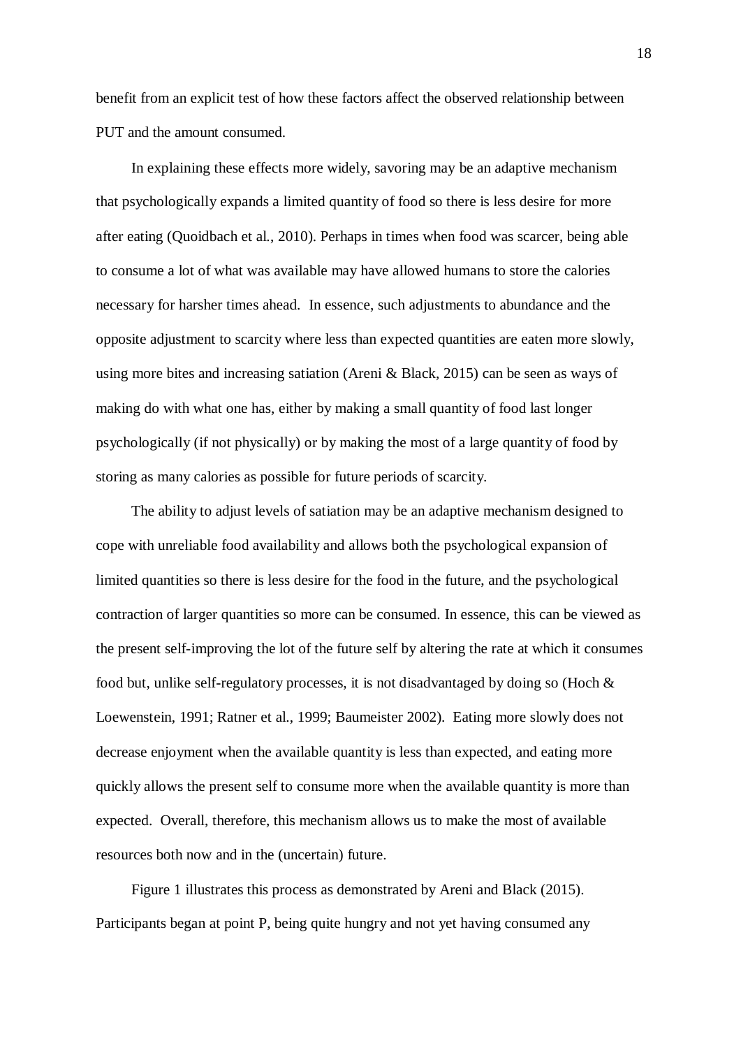benefit from an explicit test of how these factors affect the observed relationship between PUT and the amount consumed.

In explaining these effects more widely, savoring may be an adaptive mechanism that psychologically expands a limited quantity of food so there is less desire for more after eating (Quoidbach et al., 2010). Perhaps in times when food was scarcer, being able to consume a lot of what was available may have allowed humans to store the calories necessary for harsher times ahead. In essence, such adjustments to abundance and the opposite adjustment to scarcity where less than expected quantities are eaten more slowly, using more bites and increasing satiation (Areni & Black, 2015) can be seen as ways of making do with what one has, either by making a small quantity of food last longer psychologically (if not physically) or by making the most of a large quantity of food by storing as many calories as possible for future periods of scarcity.

The ability to adjust levels of satiation may be an adaptive mechanism designed to cope with unreliable food availability and allows both the psychological expansion of limited quantities so there is less desire for the food in the future, and the psychological contraction of larger quantities so more can be consumed. In essence, this can be viewed as the present self-improving the lot of the future self by altering the rate at which it consumes food but, unlike self-regulatory processes, it is not disadvantaged by doing so (Hoch & Loewenstein, 1991; Ratner et al., 1999; Baumeister 2002). Eating more slowly does not decrease enjoyment when the available quantity is less than expected, and eating more quickly allows the present self to consume more when the available quantity is more than expected. Overall, therefore, this mechanism allows us to make the most of available resources both now and in the (uncertain) future.

Figure 1 illustrates this process as demonstrated by Areni and Black (2015). Participants began at point P, being quite hungry and not yet having consumed any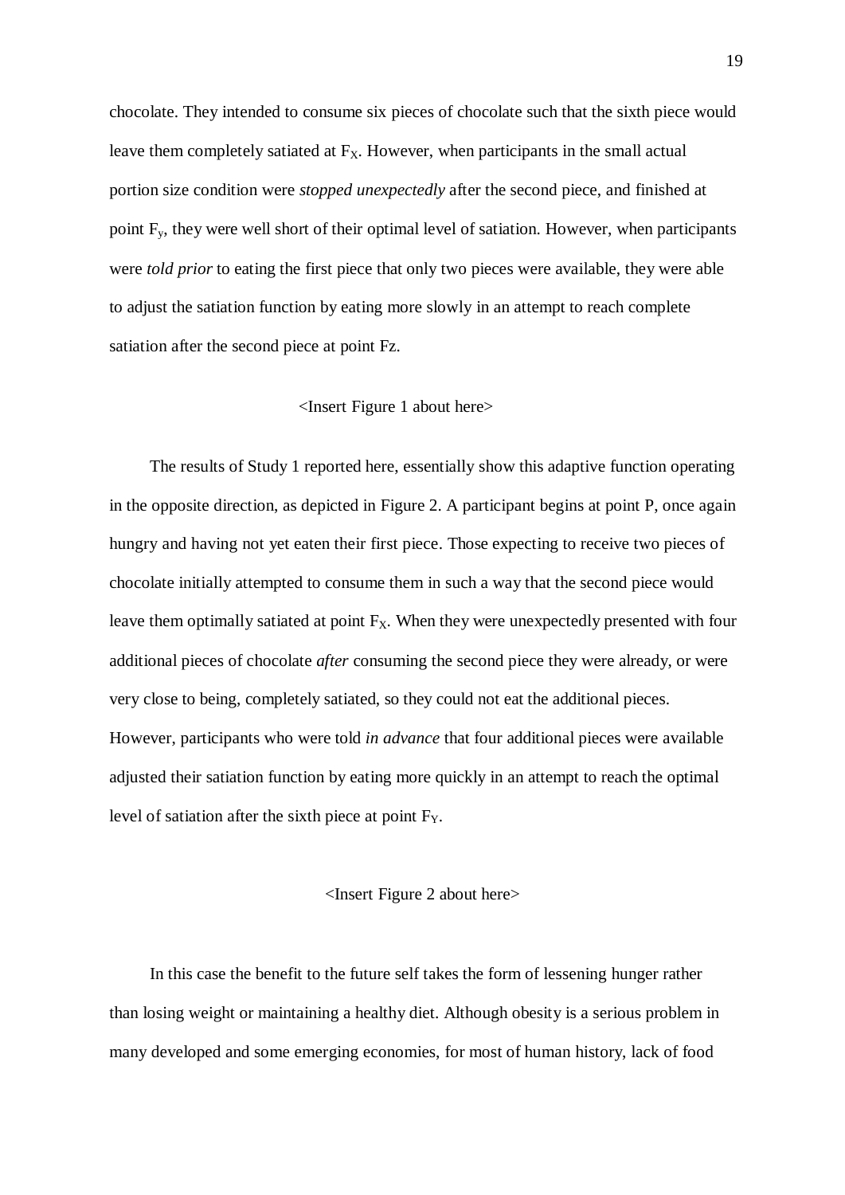chocolate. They intended to consume six pieces of chocolate such that the sixth piece would leave them completely satiated at $F_X$. However, when participants in the small actual portion size condition were *stopped unexpectedly* after the second piece, and finished at point $F_y$, they were well short of their optimal level of satiation. However, when participants were *told prior* to eating the first piece that only two pieces were available, they were able to adjust the satiation function by eating more slowly in an attempt to reach complete satiation after the second piece at point Fz.

<Insert Figure 1 about here>

The results of Study 1 reported here, essentially show this adaptive function operating in the opposite direction, as depicted in Figure 2. A participant begins at point P, once again hungry and having not yet eaten their first piece. Those expecting to receive two pieces of chocolate initially attempted to consume them in such a way that the second piece would leave them optimally satiated at point $F_X$. When they were unexpectedly presented with four additional pieces of chocolate *after* consuming the second piece they were already, or were very close to being, completely satiated, so they could not eat the additional pieces. However, participants who were told *in advance* that four additional pieces were available adjusted their satiation function by eating more quickly in an attempt to reach the optimal level of satiation after the sixth piece at point $F_Y$.

<Insert Figure 2 about here>

In this case the benefit to the future self takes the form of lessening hunger rather than losing weight or maintaining a healthy diet. Although obesity is a serious problem in many developed and some emerging economies, for most of human history, lack of food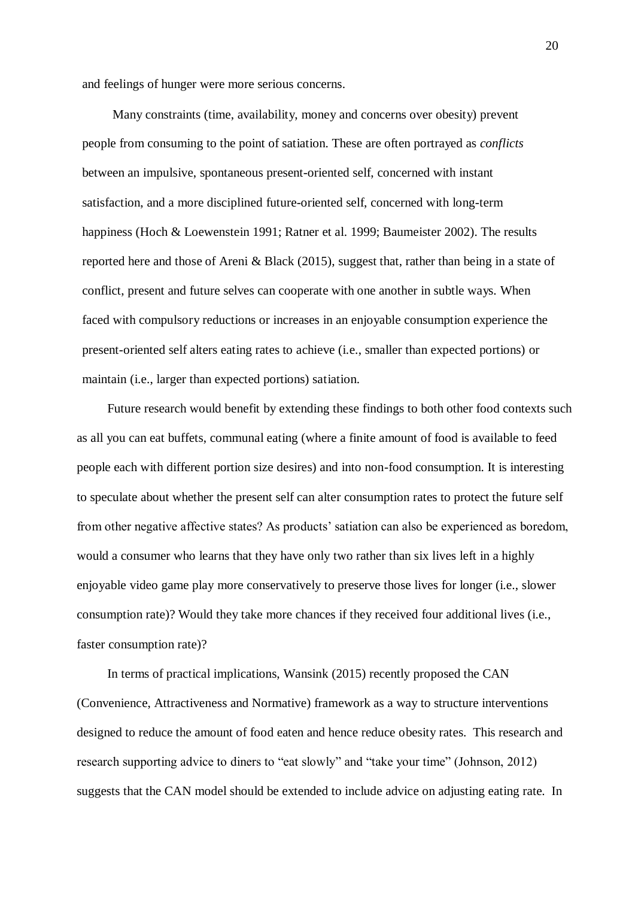and feelings of hunger were more serious concerns.

Many constraints (time, availability, money and concerns over obesity) prevent people from consuming to the point of satiation. These are often portrayed as *conflicts* between an impulsive, spontaneous present-oriented self, concerned with instant satisfaction, and a more disciplined future-oriented self, concerned with long-term happiness (Hoch & Loewenstein 1991; Ratner et al. 1999; Baumeister 2002). The results reported here and those of Areni & Black (2015), suggest that, rather than being in a state of conflict, present and future selves can cooperate with one another in subtle ways. When faced with compulsory reductions or increases in an enjoyable consumption experience the present-oriented self alters eating rates to achieve (i.e., smaller than expected portions) or maintain (i.e., larger than expected portions) satiation.

Future research would benefit by extending these findings to both other food contexts such as all you can eat buffets, communal eating (where a finite amount of food is available to feed people each with different portion size desires) and into non-food consumption. It is interesting to speculate about whether the present self can alter consumption rates to protect the future self from other negative affective states? As products' satiation can also be experienced as boredom, would a consumer who learns that they have only two rather than six lives left in a highly enjoyable video game play more conservatively to preserve those lives for longer (i.e., slower consumption rate)? Would they take more chances if they received four additional lives (i.e., faster consumption rate)?

In terms of practical implications, Wansink (2015) recently proposed the CAN (Convenience, Attractiveness and Normative) framework as a way to structure interventions designed to reduce the amount of food eaten and hence reduce obesity rates. This research and research supporting advice to diners to "eat slowly" and "take your time" (Johnson, 2012) suggests that the CAN model should be extended to include advice on adjusting eating rate. In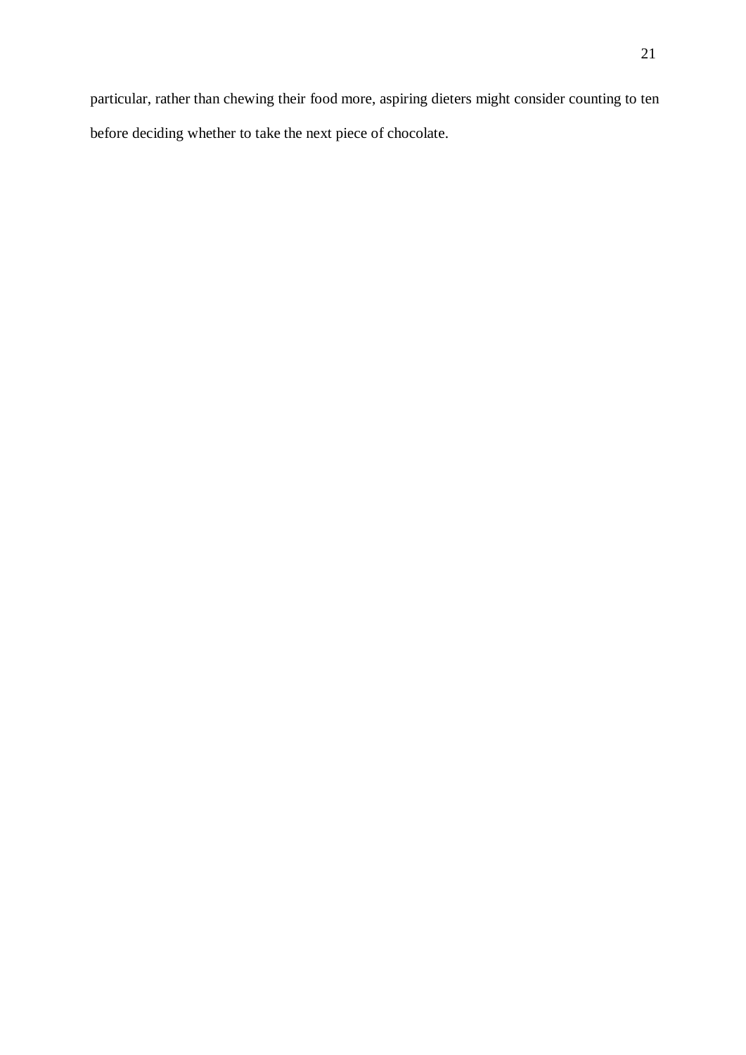particular, rather than chewing their food more, aspiring dieters might consider counting to ten before deciding whether to take the next piece of chocolate.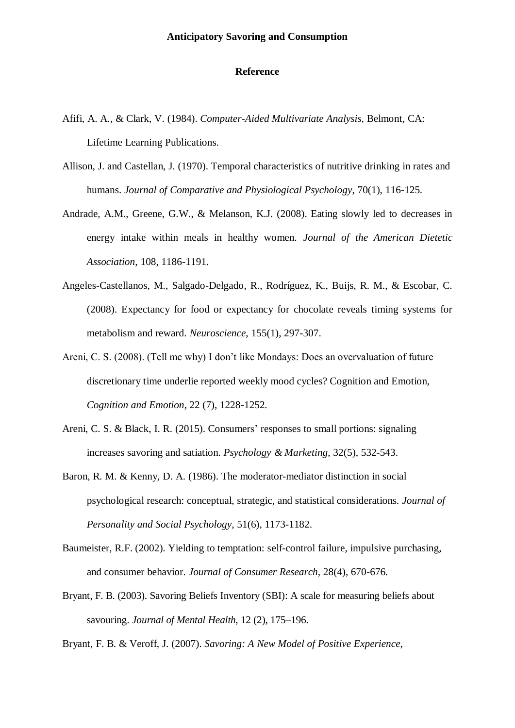## Reference

Afifi, A. A., & Clark, V. (1984). *Computer-Aided Multivariate Analysis*, Belmont, CA: Lifetime Learning Publications.

Allison, J. and Castellan, J. (1970). Temporal characteristics of nutritive drinking in rates and humans. *Journal of Comparative and Physiological Psychology*, 70(1), 116-125.

Andrade, A.M., Greene, G.W., & Melanson, K.J. (2008). Eating slowly led to decreases in energy intake within meals in healthy women. *Journal of the American Dietetic Association*, 108, 1186-1191.

Angeles-Castellanos, M., Salgado-Delgado, R., Rodríguez, K., Buijs, R. M., & Escobar, C. (2008). Expectancy for food or expectancy for chocolate reveals timing systems for metabolism and reward. *Neuroscience*, 155(1), 297-307.

Areni, C. S. (2008). (Tell me why) I don't like Mondays: Does an overvaluation of future discretionary time underlie reported weekly mood cycles? Cognition and Emotion, *Cognition and Emotion*, 22 (7), 1228-1252.

Areni, C. S. & Black, I. R. (2015). Consumers' responses to small portions: signaling increases savoring and satiation. *Psychology & Marketing*, 32(5), 532-543.

Baron, R. M. & Kenny, D. A. (1986). The moderator-mediator distinction in social psychological research: conceptual, strategic, and statistical considerations. *Journal of Personality and Social Psychology*, 51(6), 1173-1182.

Baumeister, R.F. (2002). Yielding to temptation: self-control failure, impulsive purchasing, and consumer behavior. *Journal of Consumer Research*, 28(4), 670-676.

Bryant, F. B. (2003). Savoring Beliefs Inventory (SBI): A scale for measuring beliefs about savouring. *Journal of Mental Health*, 12 (2), 175–196.

Bryant, F. B. & Veroff, J. (2007). *Savoring: A New Model of Positive Experience*,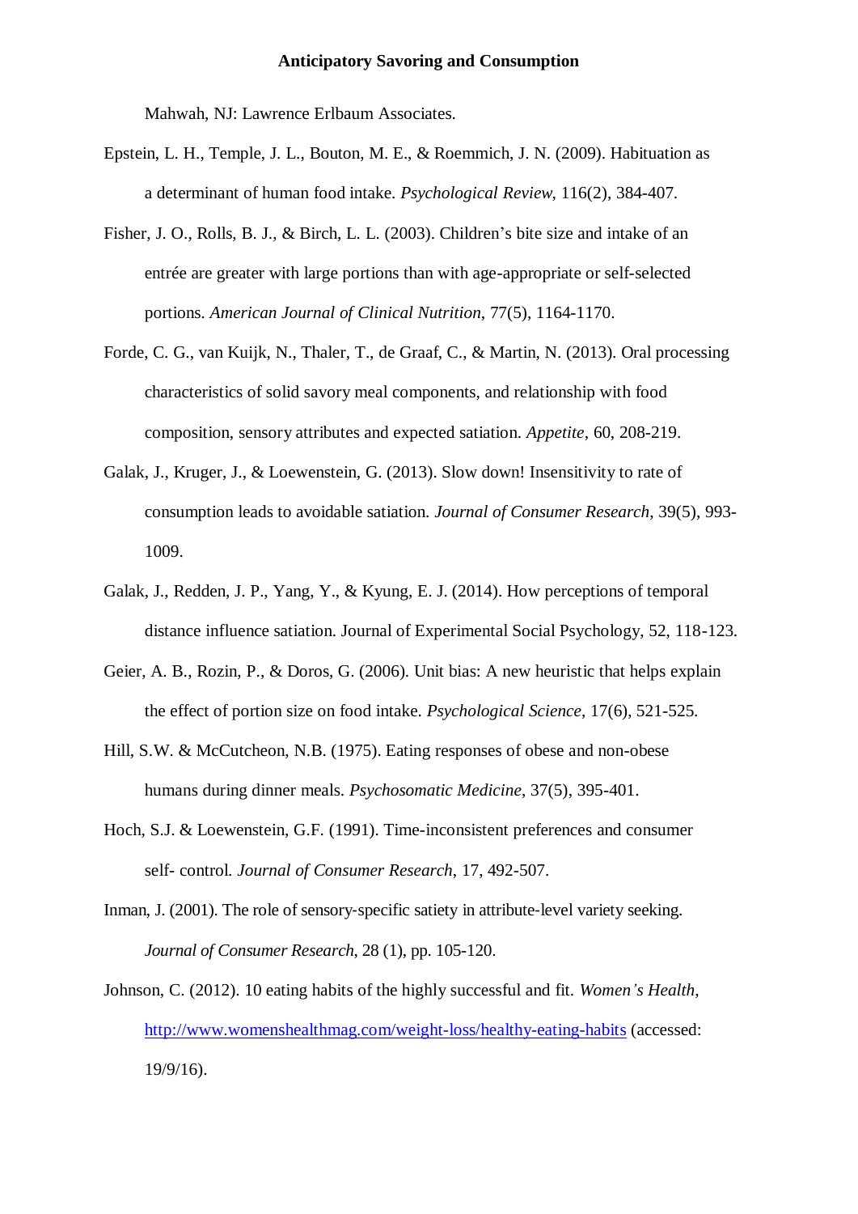Mahwah, NJ: Lawrence Erlbaum Associates.

Epstein, L. H., Temple, J. L., Bouton, M. E., & Roemmich, J. N. (2009). Habituation as a determinant of human food intake. *Psychological Review*, 116(2), 384-407.

Fisher, J. O., Rolls, B. J., & Birch, L. L. (2003). Children's bite size and intake of an entrée are greater with large portions than with age-appropriate or self-selected portions. *American Journal of Clinical Nutrition*, 77(5), 1164-1170.

Forde, C. G., van Kuijk, N., Thaler, T., de Graaf, C., & Martin, N. (2013). Oral processing characteristics of solid savory meal components, and relationship with food composition, sensory attributes and expected satiation. *Appetite*, 60, 208-219.

Galak, J., Kruger, J., & Loewenstein, G. (2013). Slow down! Insensitivity to rate of consumption leads to avoidable satiation. *Journal of Consumer Research*, 39(5), 993-1009.

Galak, J., Redden, J. P., Yang, Y., & Kyung, E. J. (2014). How perceptions of temporal distance influence satiation. Journal of Experimental Social Psychology, 52, 118-123.

Geier, A. B., Rozin, P., & Doros, G. (2006). Unit bias: A new heuristic that helps explain the effect of portion size on food intake. *Psychological Science*, 17(6), 521-525.

Hill, S.W. & McCutcheon, N.B. (1975). Eating responses of obese and non-obese humans during dinner meals. *Psychosomatic Medicine*, 37(5), 395-401.

Hoch, S.J. & Loewenstein, G.F. (1991). Time-inconsistent preferences and consumer self- control. *Journal of Consumer Research*, 17, 492-507.

Inman, J. (2001). The role of sensory-specific satiety in attribute-level variety seeking. *Journal of Consumer Research*, 28 (1), pp. 105-120.

Johnson, C. (2012). 10 eating habits of the highly successful and fit. *Women's Health*, http://www.womenshealthmag.com/weight-loss/healthy-eating-habits (accessed: 19/9/16).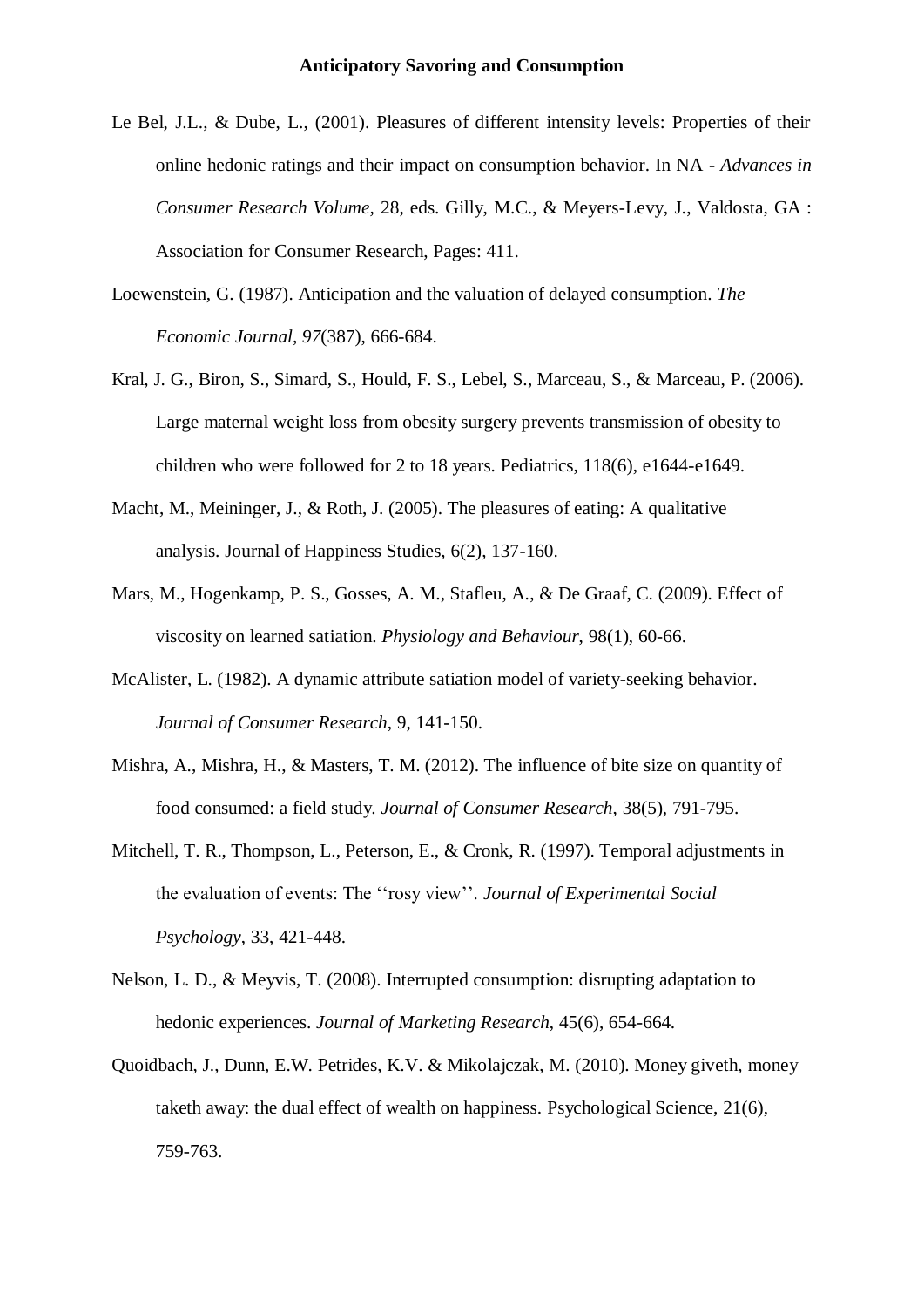Le Bel, J.L., & Dube, L., (2001). Pleasures of different intensity levels: Properties of their online hedonic ratings and their impact on consumption behavior. In NA - *Advances in Consumer Research Volume*, 28, eds. Gilly, M.C., & Meyers-Levy, J., Valdosta, GA : Association for Consumer Research, Pages: 411.

Loewenstein, G. (1987). Anticipation and the valuation of delayed consumption. *The Economic Journal, 97*(387), 666-684.

Kral, J. G., Biron, S., Simard, S., Hould, F. S., Lebel, S., Marceau, S., & Marceau, P. (2006). Large maternal weight loss from obesity surgery prevents transmission of obesity to children who were followed for 2 to 18 years. Pediatrics, 118(6), e1644-e1649.

Macht, M., Meininger, J., & Roth, J. (2005). The pleasures of eating: A qualitative analysis. Journal of Happiness Studies, 6(2), 137-160.

Mars, M., Hogenkamp, P. S., Gosses, A. M., Stafleu, A., & De Graaf, C. (2009). Effect of viscosity on learned satiation. *Physiology and Behaviour*, 98(1), 60-66.

McAlister, L. (1982). A dynamic attribute satiation model of variety-seeking behavior. *Journal of Consumer Research*, 9, 141-150.

Mishra, A., Mishra, H., & Masters, T. M. (2012). The influence of bite size on quantity of food consumed: a field study. *Journal of Consumer Research*, 38(5), 791-795.

Mitchell, T. R., Thompson, L., Peterson, E., & Cronk, R. (1997). Temporal adjustments in the evaluation of events: The ''rosy view''. *Journal of Experimental Social Psychology*, 33, 421-448.

Nelson, L. D., & Meyvis, T. (2008). Interrupted consumption: disrupting adaptation to hedonic experiences. *Journal of Marketing Research*, 45(6), 654-664.

Quoidbach, J., Dunn, E.W. Petrides, K.V. & Mikolajczak, M. (2010). Money giveth, money taketh away: the dual effect of wealth on happiness. Psychological Science, 21(6), 759-763.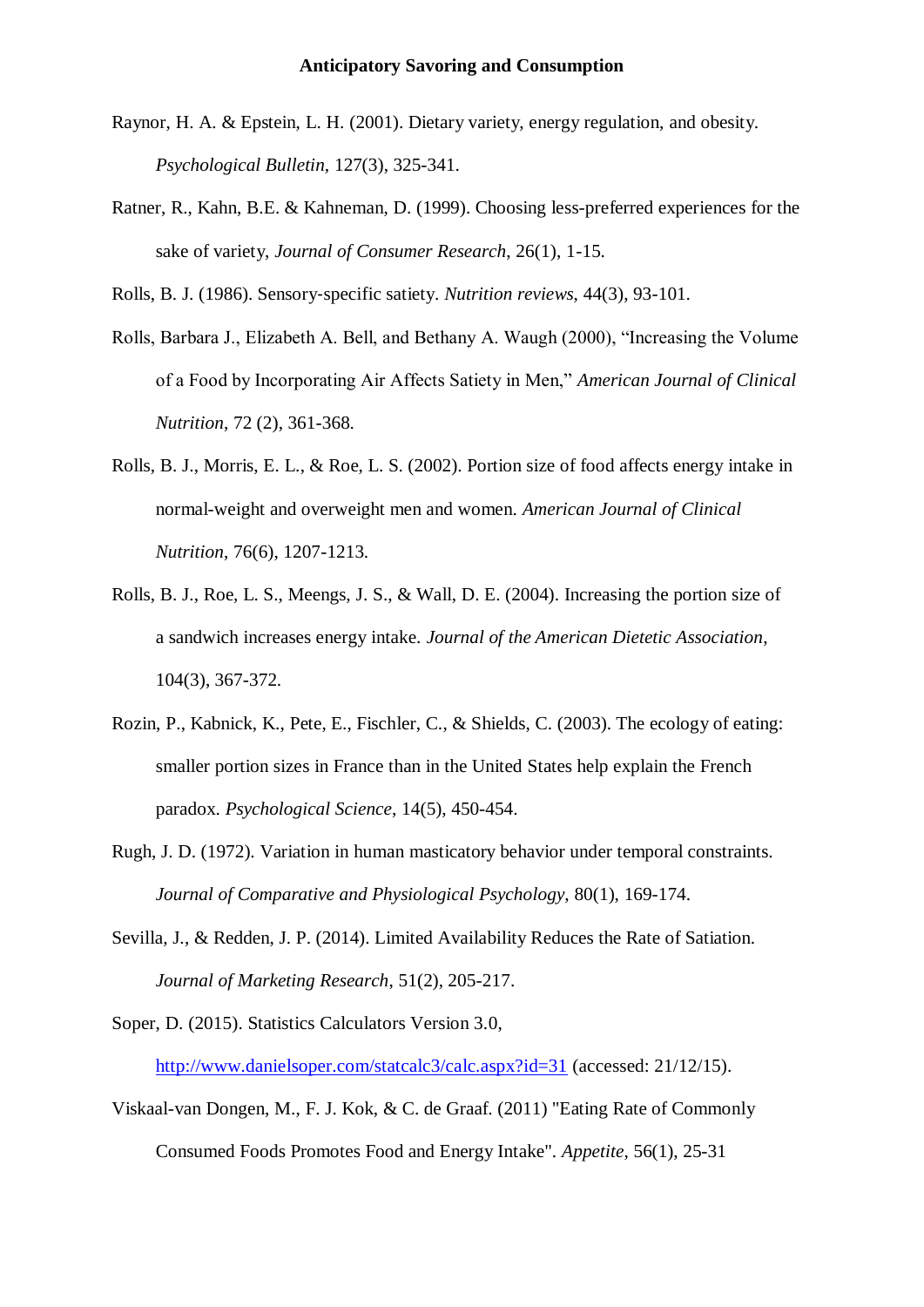Raynor, H. A. & Epstein, L. H. (2001). Dietary variety, energy regulation, and obesity. *Psychological Bulletin*, 127(3), 325-341.

Ratner, R., Kahn, B.E. & Kahneman, D. (1999). Choosing less-preferred experiences for the sake of variety, *Journal of Consumer Research*, 26(1), 1-15.

Rolls, B. J. (1986). Sensory‐specific satiety. *Nutrition reviews*, 44(3), 93-101.

Rolls, Barbara J., Elizabeth A. Bell, and Bethany A. Waugh (2000), "Increasing the Volume of a Food by Incorporating Air Affects Satiety in Men," *American Journal of Clinical Nutrition*, 72 (2), 361-368.

Rolls, B. J., Morris, E. L., & Roe, L. S. (2002). Portion size of food affects energy intake in normal-weight and overweight men and women. *American Journal of Clinical Nutrition*, 76(6), 1207-1213.

Rolls, B. J., Roe, L. S., Meengs, J. S., & Wall, D. E. (2004). Increasing the portion size of a sandwich increases energy intake. *Journal of the American Dietetic Association*, 104(3), 367-372.

Rozin, P., Kabnick, K., Pete, E., Fischler, C., & Shields, C. (2003). The ecology of eating: smaller portion sizes in France than in the United States help explain the French paradox. *Psychological Science*, 14(5), 450-454.

Rugh, J. D. (1972). Variation in human masticatory behavior under temporal constraints. *Journal of Comparative and Physiological Psychology*, 80(1), 169-174.

Sevilla, J., & Redden, J. P. (2014). Limited Availability Reduces the Rate of Satiation. *Journal of Marketing Research*, 51(2), 205-217.

Soper, D. (2015). Statistics Calculators Version 3.0, http://www.danielsoper.com/statcalc3/calc.aspx?id=31 (accessed: 21/12/15).

Viskaal-van Dongen, M., F. J. Kok, & C. de Graaf. (2011) "Eating Rate of Commonly Consumed Foods Promotes Food and Energy Intake". *Appetite*, 56(1), 25-31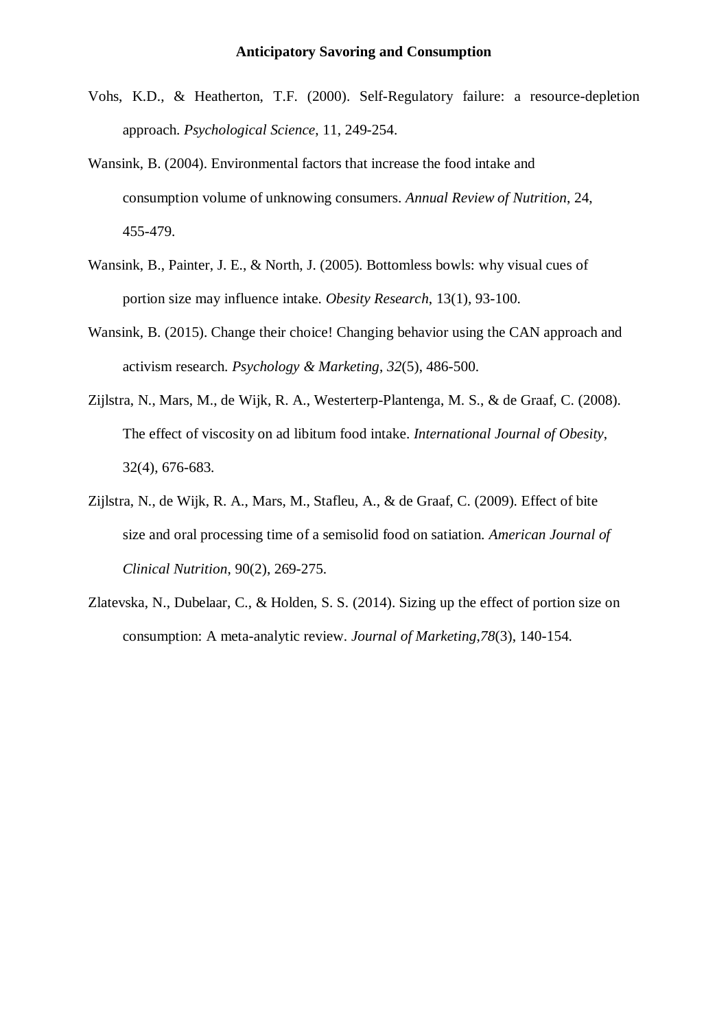Vohs, K.D., & Heatherton, T.F. (2000). Self-Regulatory failure: a resource-depletion approach. *Psychological Science*, 11, 249-254.

Wansink, B. (2004). Environmental factors that increase the food intake and consumption volume of unknowing consumers. *Annual Review of Nutrition*, 24, 455-479.

Wansink, B., Painter, J. E., & North, J. (2005). Bottomless bowls: why visual cues of portion size may influence intake. *Obesity Research*, 13(1), 93-100.

Wansink, B. (2015). Change their choice! Changing behavior using the CAN approach and activism research. *Psychology & Marketing*, *32*(5), 486-500.

Zijlstra, N., Mars, M., de Wijk, R. A., Westerterp-Plantenga, M. S., & de Graaf, C. (2008). The effect of viscosity on ad libitum food intake. *International Journal of Obesity*, 32(4), 676-683.

Zijlstra, N., de Wijk, R. A., Mars, M., Stafleu, A., & de Graaf, C. (2009). Effect of bite size and oral processing time of a semisolid food on satiation. *American Journal of Clinical Nutrition*, 90(2), 269-275.

Zlatevska, N., Dubelaar, C., & Holden, S. S. (2014). Sizing up the effect of portion size on consumption: A meta-analytic review. *Journal of Marketing*,*78*(3), 140-154.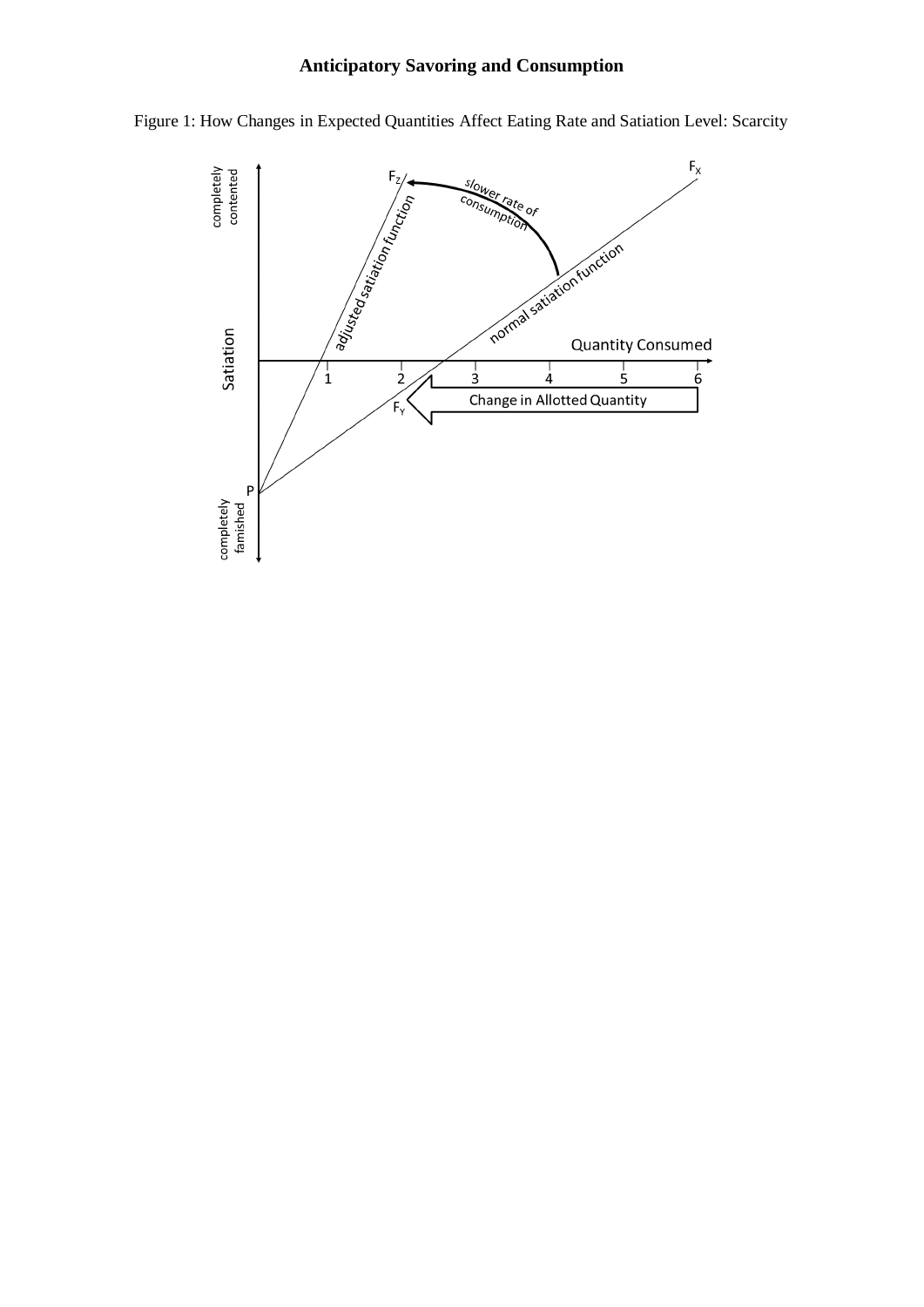**Anticipatory Savoring and Consumption**

Figure 1: How Changes in Expected Quantities Affect Eating Rate and Satiation Level: Scarcity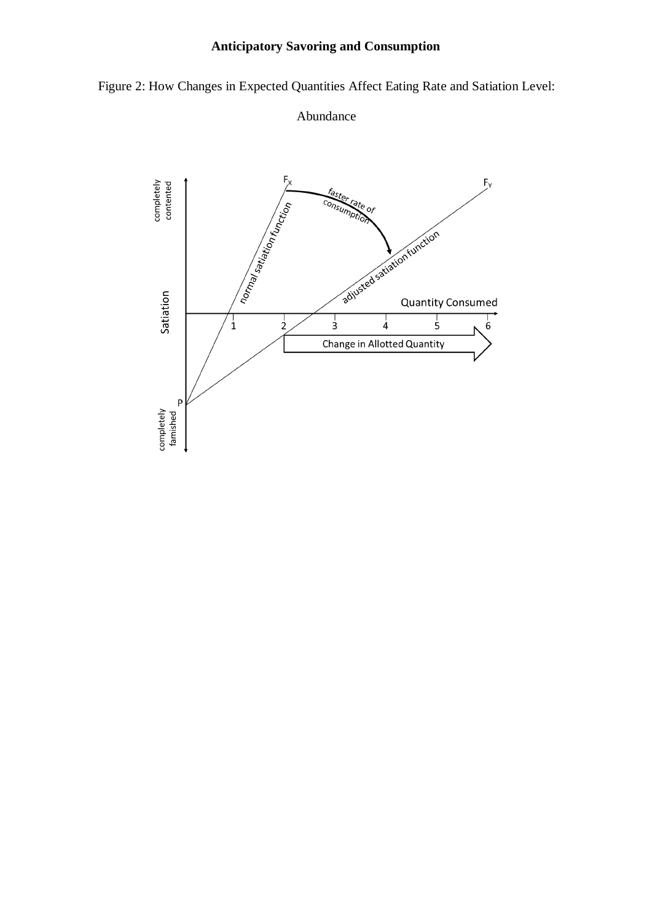**Anticipatory Savoring and Consumption**

Figure 2: How Changes in Expected Quantities Affect Eating Rate and Satiation Level: Abundance

completely contented

Satiation

completely famished

P

$F_X$

$F_Y$

normal satiation function

adjusted satiation function

faster rate of consumption

Quantity Consumed

1 2 3 4 5 6

Change in Allotted Quantity